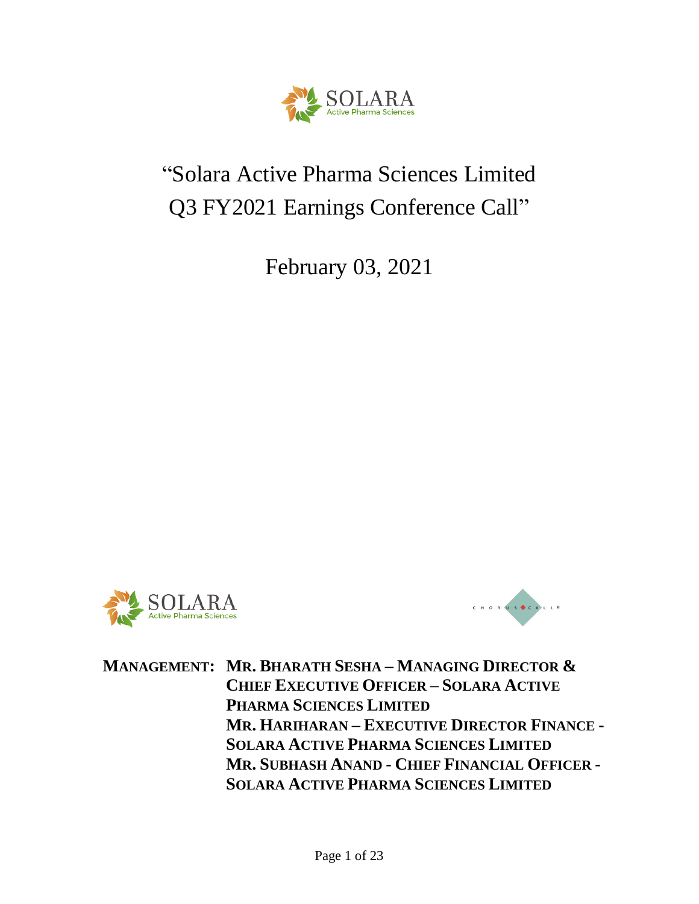# "Solara Active Pharma Sciences Limited Q3 FY2021 Earnings Conference Call"

February 03, 2021

**MANAGEMENT:** **MR. BHARATH SESHA – MANAGING DIRECTOR & CHIEF EXECUTIVE OFFICER – SOLARA ACTIVE PHARMA SCIENCES LIMITED**
**MR. HARIHARAN – EXECUTIVE DIRECTOR FINANCE - SOLARA ACTIVE PHARMA SCIENCES LIMITED**
**MR. SUBHASH ANAND - CHIEF FINANCIAL OFFICER - SOLARA ACTIVE PHARMA SCIENCES LIMITED**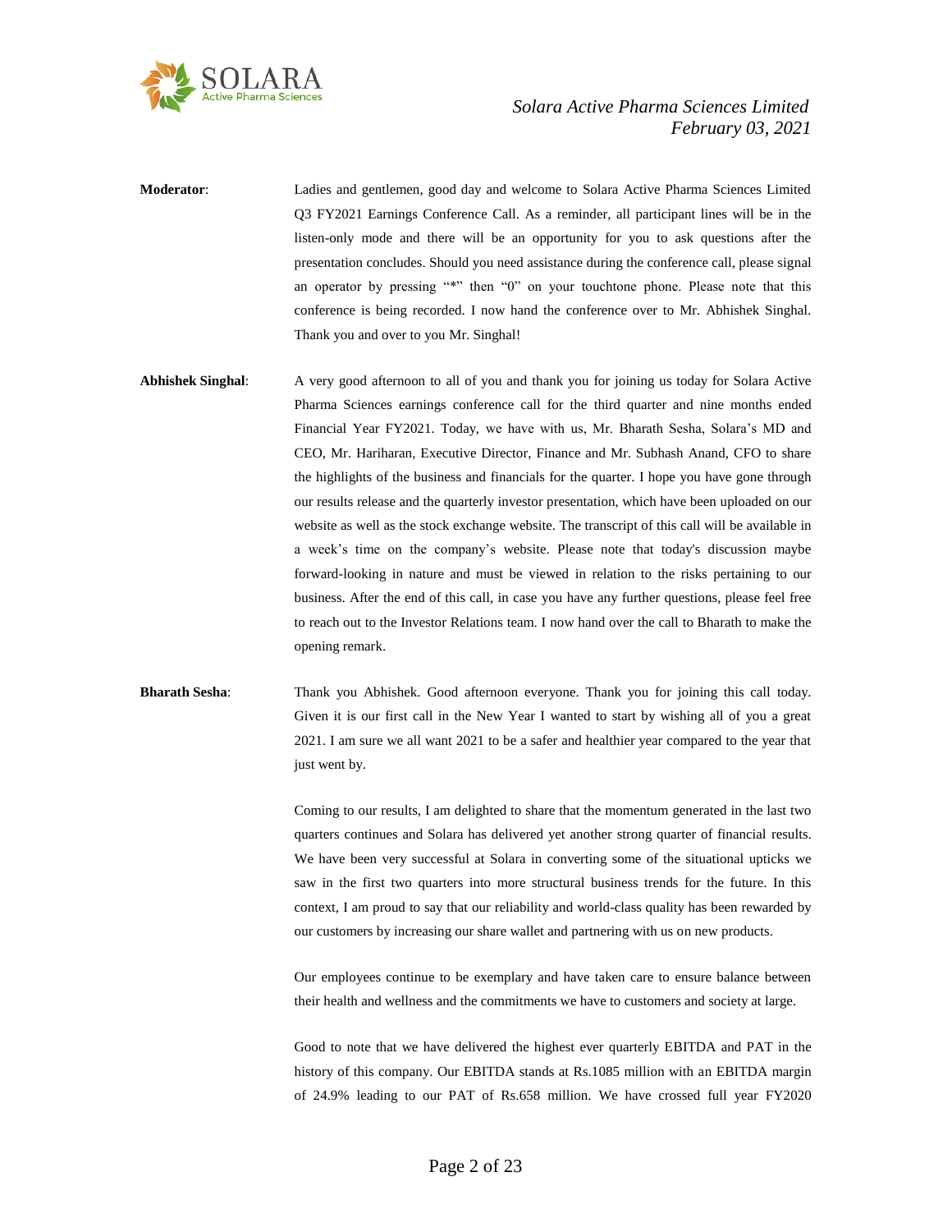**Moderator**: Ladies and gentlemen, good day and welcome to Solara Active Pharma Sciences Limited Q3 FY2021 Earnings Conference Call. As a reminder, all participant lines will be in the listen-only mode and there will be an opportunity for you to ask questions after the presentation concludes. Should you need assistance during the conference call, please signal an operator by pressing "*" then "0" on your touchtone phone. Please note that this conference is being recorded. I now hand the conference over to Mr. Abhishek Singhal. Thank you and over to you Mr. Singhal!

**Abhishek Singhal**: A very good afternoon to all of you and thank you for joining us today for Solara Active Pharma Sciences earnings conference call for the third quarter and nine months ended Financial Year FY2021. Today, we have with us, Mr. Bharath Sesha, Solara's MD and CEO, Mr. Hariharan, Executive Director, Finance and Mr. Subhash Anand, CFO to share the highlights of the business and financials for the quarter. I hope you have gone through our results release and the quarterly investor presentation, which have been uploaded on our website as well as the stock exchange website. The transcript of this call will be available in a week's time on the company's website. Please note that today's discussion maybe forward-looking in nature and must be viewed in relation to the risks pertaining to our business. After the end of this call, in case you have any further questions, please feel free to reach out to the Investor Relations team. I now hand over the call to Bharath to make the opening remark.

**Bharath Sesha**: Thank you Abhishek. Good afternoon everyone. Thank you for joining this call today. Given it is our first call in the New Year I wanted to start by wishing all of you a great 2021. I am sure we all want 2021 to be a safer and healthier year compared to the year that just went by.

Coming to our results, I am delighted to share that the momentum generated in the last two quarters continues and Solara has delivered yet another strong quarter of financial results. We have been very successful at Solara in converting some of the situational upticks we saw in the first two quarters into more structural business trends for the future. In this context, I am proud to say that our reliability and world-class quality has been rewarded by our customers by increasing our share wallet and partnering with us on new products.

Our employees continue to be exemplary and have taken care to ensure balance between their health and wellness and the commitments we have to customers and society at large.

Good to note that we have delivered the highest ever quarterly EBITDA and PAT in the history of this company. Our EBITDA stands at Rs.1085 million with an EBITDA margin of 24.9% leading to our PAT of Rs.658 million. We have crossed full year FY2020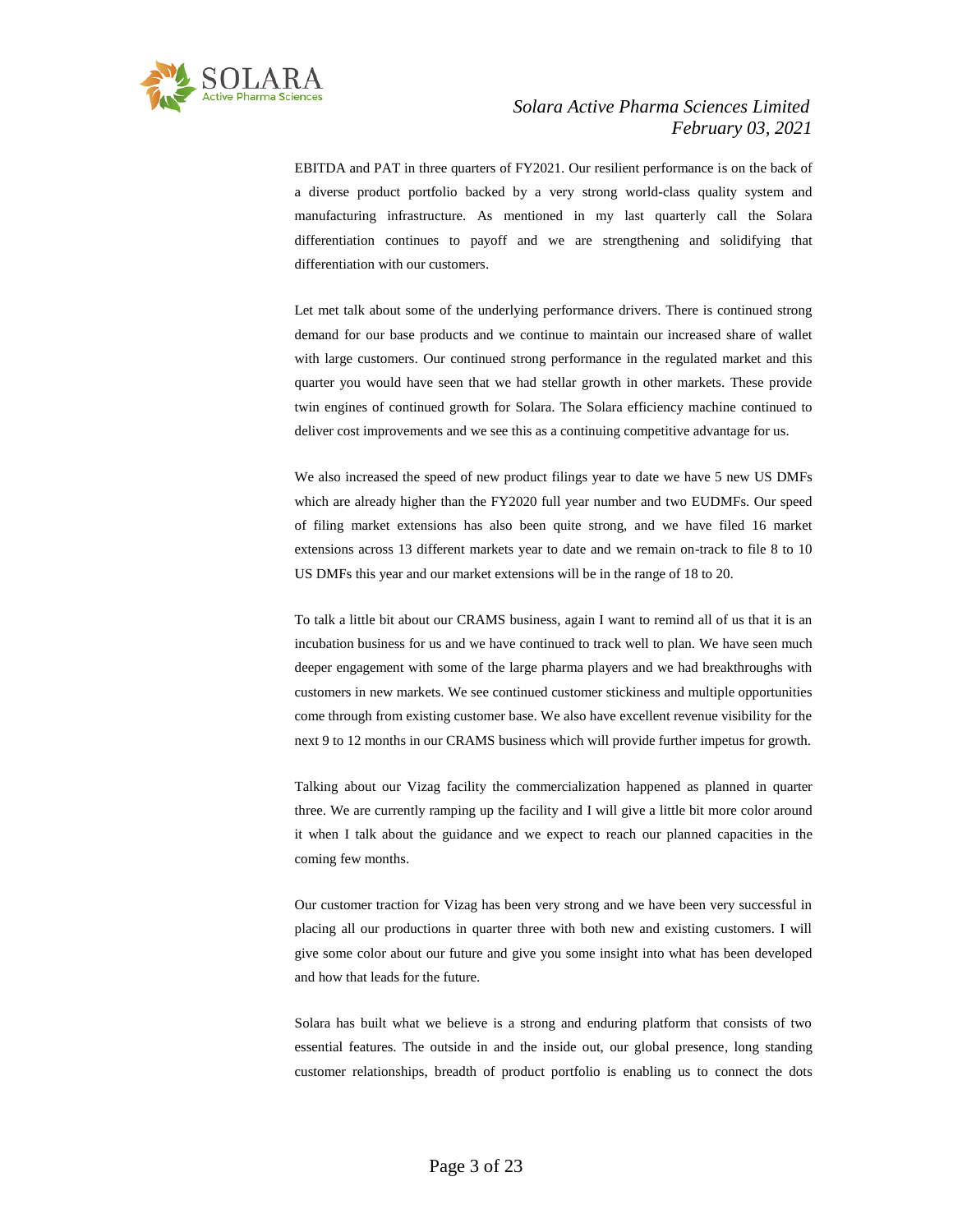EBITDA and PAT in three quarters of FY2021. Our resilient performance is on the back of a diverse product portfolio backed by a very strong world-class quality system and manufacturing infrastructure. As mentioned in my last quarterly call the Solara differentiation continues to payoff and we are strengthening and solidifying that differentiation with our customers.

Let met talk about some of the underlying performance drivers. There is continued strong demand for our base products and we continue to maintain our increased share of wallet with large customers. Our continued strong performance in the regulated market and this quarter you would have seen that we had stellar growth in other markets. These provide twin engines of continued growth for Solara. The Solara efficiency machine continued to deliver cost improvements and we see this as a continuing competitive advantage for us.

We also increased the speed of new product filings year to date we have 5 new US DMFs which are already higher than the FY2020 full year number and two EUDMFs. Our speed of filing market extensions has also been quite strong, and we have filed 16 market extensions across 13 different markets year to date and we remain on-track to file 8 to 10 US DMFs this year and our market extensions will be in the range of 18 to 20.

To talk a little bit about our CRAMS business, again I want to remind all of us that it is an incubation business for us and we have continued to track well to plan. We have seen much deeper engagement with some of the large pharma players and we had breakthroughs with customers in new markets. We see continued customer stickiness and multiple opportunities come through from existing customer base. We also have excellent revenue visibility for the next 9 to 12 months in our CRAMS business which will provide further impetus for growth.

Talking about our Vizag facility the commercialization happened as planned in quarter three. We are currently ramping up the facility and I will give a little bit more color around it when I talk about the guidance and we expect to reach our planned capacities in the coming few months.

Our customer traction for Vizag has been very strong and we have been very successful in placing all our productions in quarter three with both new and existing customers. I will give some color about our future and give you some insight into what has been developed and how that leads for the future.

Solara has built what we believe is a strong and enduring platform that consists of two essential features. The outside in and the inside out, our global presence, long standing customer relationships, breadth of product portfolio is enabling us to connect the dots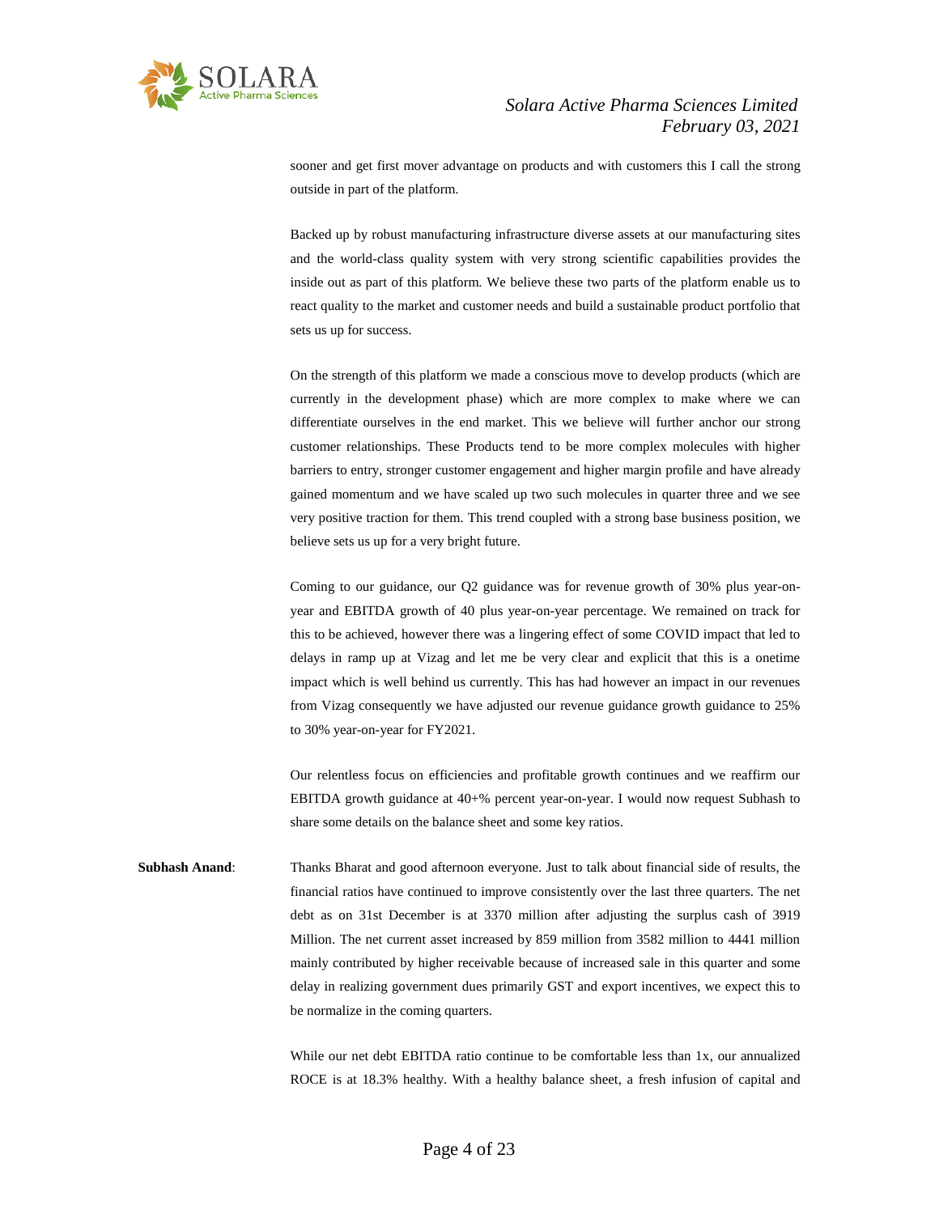sooner and get first mover advantage on products and with customers this I call the strong outside in part of the platform.

Backed up by robust manufacturing infrastructure diverse assets at our manufacturing sites and the world-class quality system with very strong scientific capabilities provides the inside out as part of this platform. We believe these two parts of the platform enable us to react quality to the market and customer needs and build a sustainable product portfolio that sets us up for success.

On the strength of this platform we made a conscious move to develop products (which are currently in the development phase) which are more complex to make where we can differentiate ourselves in the end market. This we believe will further anchor our strong customer relationships. These Products tend to be more complex molecules with higher barriers to entry, stronger customer engagement and higher margin profile and have already gained momentum and we have scaled up two such molecules in quarter three and we see very positive traction for them. This trend coupled with a strong base business position, we believe sets us up for a very bright future.

Coming to our guidance, our Q2 guidance was for revenue growth of 30% plus year-on-year and EBITDA growth of 40 plus year-on-year percentage. We remained on track for this to be achieved, however there was a lingering effect of some COVID impact that led to delays in ramp up at Vizag and let me be very clear and explicit that this is a onetime impact which is well behind us currently. This has had however an impact in our revenues from Vizag consequently we have adjusted our revenue guidance growth guidance to 25% to 30% year-on-year for FY2021.

Our relentless focus on efficiencies and profitable growth continues and we reaffirm our EBITDA growth guidance at 40+% percent year-on-year. I would now request Subhash to share some details on the balance sheet and some key ratios.

**Subhash Anand**: Thanks Bharat and good afternoon everyone. Just to talk about financial side of results, the financial ratios have continued to improve consistently over the last three quarters. The net debt as on 31st December is at 3370 million after adjusting the surplus cash of 3919 Million. The net current asset increased by 859 million from 3582 million to 4441 million mainly contributed by higher receivable because of increased sale in this quarter and some delay in realizing government dues primarily GST and export incentives, we expect this to be normalize in the coming quarters.

While our net debt EBITDA ratio continue to be comfortable less than 1x, our annualized ROCE is at 18.3% healthy. With a healthy balance sheet, a fresh infusion of capital and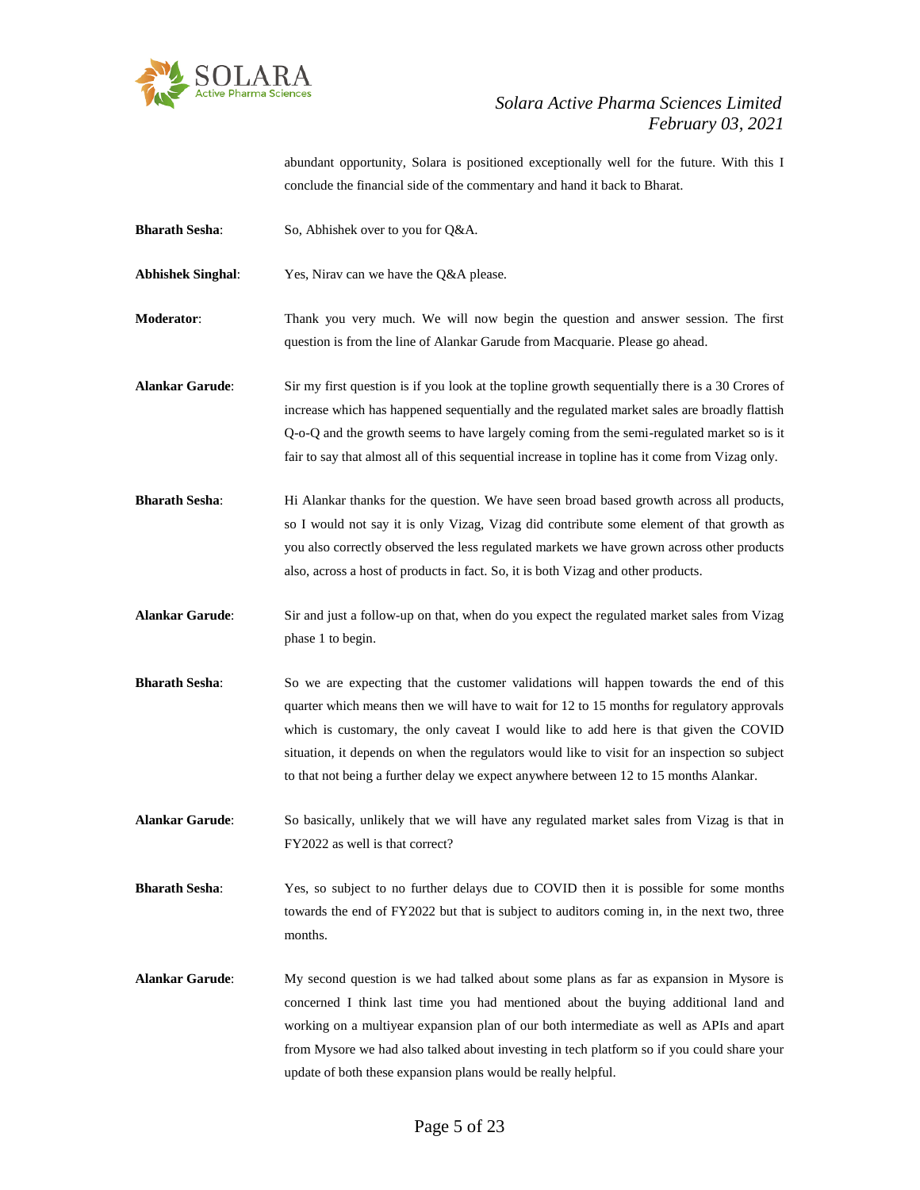abundant opportunity, Solara is positioned exceptionally well for the future. With this I conclude the financial side of the commentary and hand it back to Bharat.

**Bharath Sesha**: So, Abhishek over to you for Q&A.

**Abhishek Singhal**: Yes, Nirav can we have the Q&A please.

**Moderator**: Thank you very much. We will now begin the question and answer session. The first question is from the line of Alankar Garude from Macquarie. Please go ahead.

**Alankar Garude**: Sir my first question is if you look at the topline growth sequentially there is a 30 Crores of increase which has happened sequentially and the regulated market sales are broadly flattish Q-o-Q and the growth seems to have largely coming from the semi-regulated market so is it fair to say that almost all of this sequential increase in topline has it come from Vizag only.

**Bharath Sesha**: Hi Alankar thanks for the question. We have seen broad based growth across all products, so I would not say it is only Vizag, Vizag did contribute some element of that growth as you also correctly observed the less regulated markets we have grown across other products also, across a host of products in fact. So, it is both Vizag and other products.

**Alankar Garude**: Sir and just a follow-up on that, when do you expect the regulated market sales from Vizag phase 1 to begin.

**Bharath Sesha**: So we are expecting that the customer validations will happen towards the end of this quarter which means then we will have to wait for 12 to 15 months for regulatory approvals which is customary, the only caveat I would like to add here is that given the COVID situation, it depends on when the regulators would like to visit for an inspection so subject to that not being a further delay we expect anywhere between 12 to 15 months Alankar.

**Alankar Garude**: So basically, unlikely that we will have any regulated market sales from Vizag is that in FY2022 as well is that correct?

**Bharath Sesha**: Yes, so subject to no further delays due to COVID then it is possible for some months towards the end of FY2022 but that is subject to auditors coming in, in the next two, three months.

**Alankar Garude**: My second question is we had talked about some plans as far as expansion in Mysore is concerned I think last time you had mentioned about the buying additional land and working on a multiyear expansion plan of our both intermediate as well as APIs and apart from Mysore we had also talked about investing in tech platform so if you could share your update of both these expansion plans would be really helpful.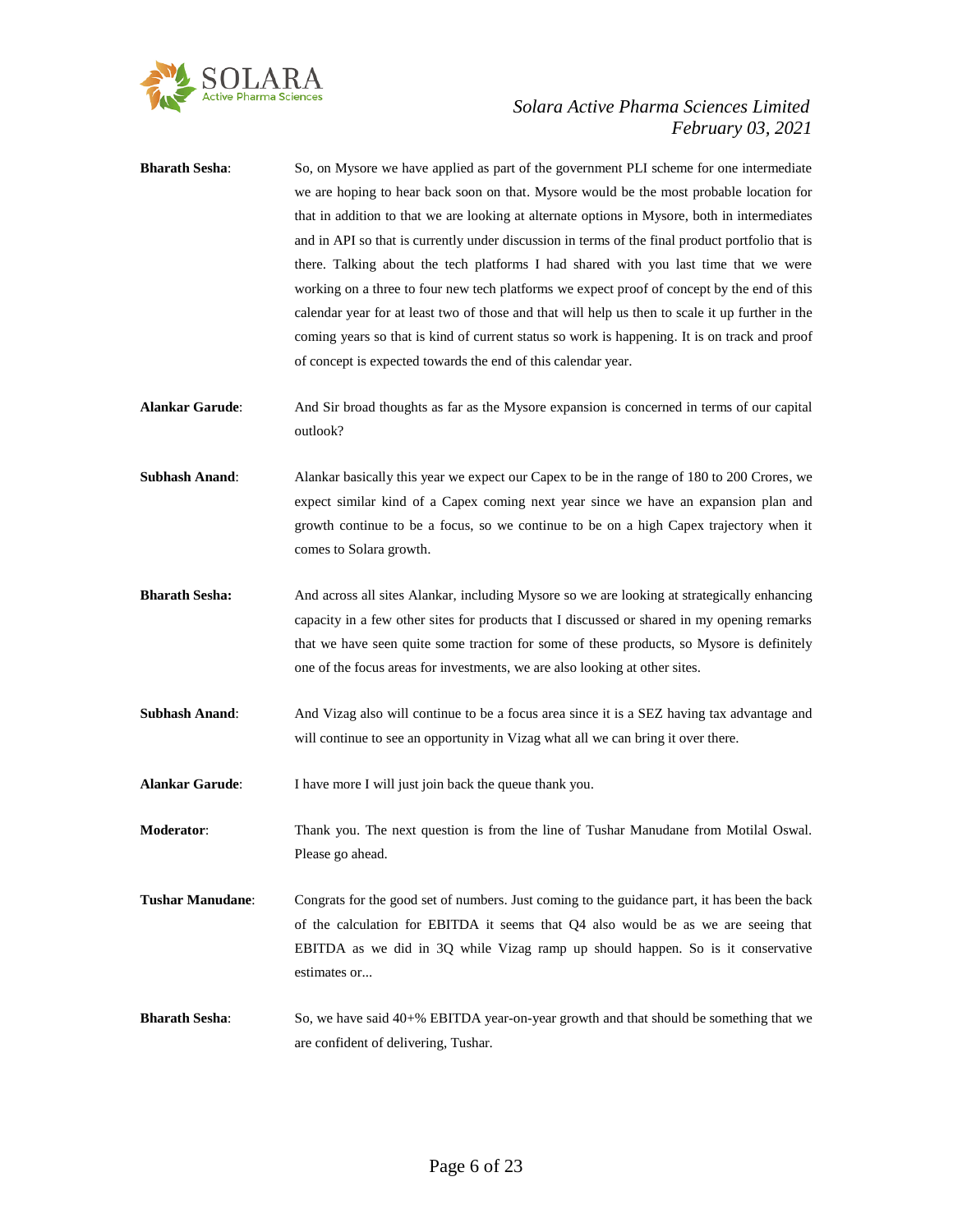**Bharath Sesha**: So, on Mysore we have applied as part of the government PLI scheme for one intermediate we are hoping to hear back soon on that. Mysore would be the most probable location for that in addition to that we are looking at alternate options in Mysore, both in intermediates and in API so that is currently under discussion in terms of the final product portfolio that is there. Talking about the tech platforms I had shared with you last time that we were working on a three to four new tech platforms we expect proof of concept by the end of this calendar year for at least two of those and that will help us then to scale it up further in the coming years so that is kind of current status so work is happening. It is on track and proof of concept is expected towards the end of this calendar year.

**Alankar Garude**: And Sir broad thoughts as far as the Mysore expansion is concerned in terms of our capital outlook?

**Subhash Anand**: Alankar basically this year we expect our Capex to be in the range of 180 to 200 Crores, we expect similar kind of a Capex coming next year since we have an expansion plan and growth continue to be a focus, so we continue to be on a high Capex trajectory when it comes to Solara growth.

**Bharath Sesha:** And across all sites Alankar, including Mysore so we are looking at strategically enhancing capacity in a few other sites for products that I discussed or shared in my opening remarks that we have seen quite some traction for some of these products, so Mysore is definitely one of the focus areas for investments, we are also looking at other sites.

**Subhash Anand**: And Vizag also will continue to be a focus area since it is a SEZ having tax advantage and will continue to see an opportunity in Vizag what all we can bring it over there.

**Alankar Garude**: I have more I will just join back the queue thank you.

**Moderator**: Thank you. The next question is from the line of Tushar Manudane from Motilal Oswal. Please go ahead.

**Tushar Manudane**: Congrats for the good set of numbers. Just coming to the guidance part, it has been the back of the calculation for EBITDA it seems that Q4 also would be as we are seeing that EBITDA as we did in 3Q while Vizag ramp up should happen. So is it conservative estimates or...

**Bharath Sesha**: So, we have said 40+% EBITDA year-on-year growth and that should be something that we are confident of delivering, Tushar.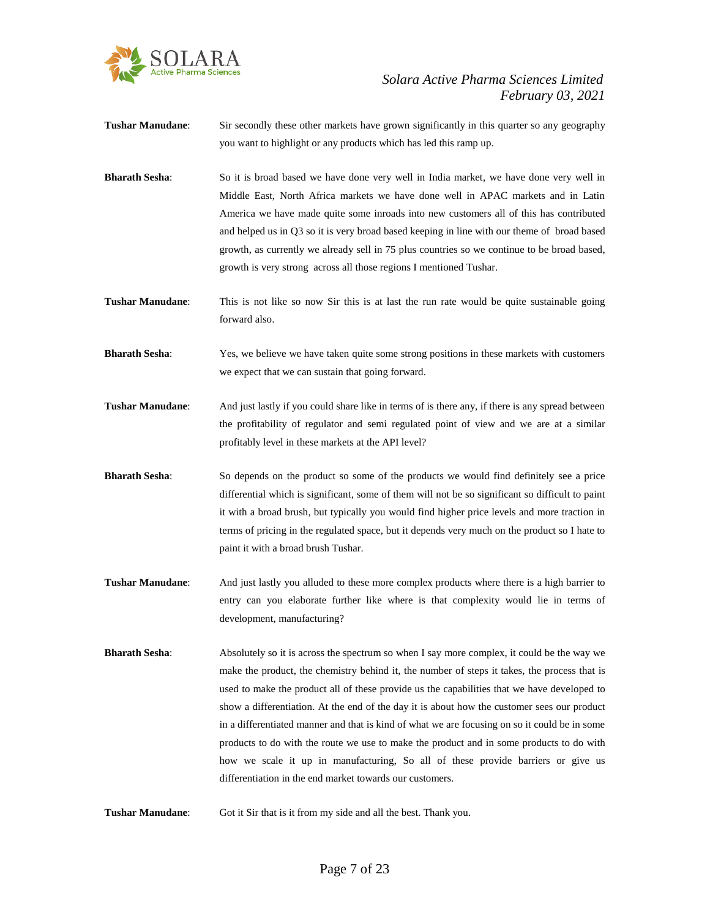**Tushar Manudane**: Sir secondly these other markets have grown significantly in this quarter so any geography you want to highlight or any products which has led this ramp up.

**Bharath Sesha**: So it is broad based we have done very well in India market, we have done very well in Middle East, North Africa markets we have done well in APAC markets and in Latin America we have made quite some inroads into new customers all of this has contributed and helped us in Q3 so it is very broad based keeping in line with our theme of broad based growth, as currently we already sell in 75 plus countries so we continue to be broad based, growth is very strong across all those regions I mentioned Tushar.

**Tushar Manudane**: This is not like so now Sir this is at last the run rate would be quite sustainable going forward also.

**Bharath Sesha**: Yes, we believe we have taken quite some strong positions in these markets with customers we expect that we can sustain that going forward.

**Tushar Manudane**: And just lastly if you could share like in terms of is there any, if there is any spread between the profitability of regulator and semi regulated point of view and we are at a similar profitably level in these markets at the API level?

**Bharath Sesha**: So depends on the product so some of the products we would find definitely see a price differential which is significant, some of them will not be so significant so difficult to paint it with a broad brush, but typically you would find higher price levels and more traction in terms of pricing in the regulated space, but it depends very much on the product so I hate to paint it with a broad brush Tushar.

**Tushar Manudane**: And just lastly you alluded to these more complex products where there is a high barrier to entry can you elaborate further like where is that complexity would lie in terms of development, manufacturing?

**Bharath Sesha**: Absolutely so it is across the spectrum so when I say more complex, it could be the way we make the product, the chemistry behind it, the number of steps it takes, the process that is used to make the product all of these provide us the capabilities that we have developed to show a differentiation. At the end of the day it is about how the customer sees our product in a differentiated manner and that is kind of what we are focusing on so it could be in some products to do with the route we use to make the product and in some products to do with how we scale it up in manufacturing, So all of these provide barriers or give us differentiation in the end market towards our customers.

**Tushar Manudane**: Got it Sir that is it from my side and all the best. Thank you.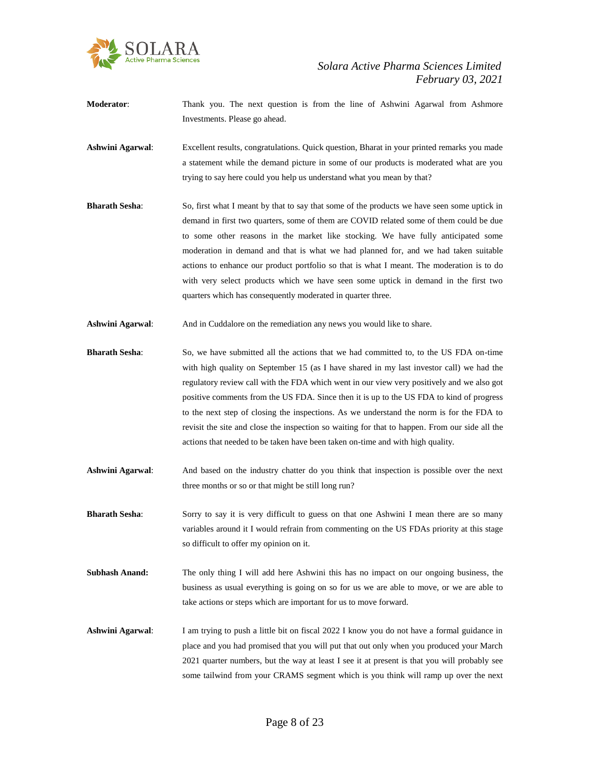**Moderator**: Thank you. The next question is from the line of Ashwini Agarwal from Ashmore Investments. Please go ahead.

**Ashwini Agarwal**: Excellent results, congratulations. Quick question, Bharat in your printed remarks you made a statement while the demand picture in some of our products is moderated what are you trying to say here could you help us understand what you mean by that?

**Bharath Sesha**: So, first what I meant by that to say that some of the products we have seen some uptick in demand in first two quarters, some of them are COVID related some of them could be due to some other reasons in the market like stocking. We have fully anticipated some moderation in demand and that is what we had planned for, and we had taken suitable actions to enhance our product portfolio so that is what I meant. The moderation is to do with very select products which we have seen some uptick in demand in the first two quarters which has consequently moderated in quarter three.

**Ashwini Agarwal**: And in Cuddalore on the remediation any news you would like to share.

**Bharath Sesha**: So, we have submitted all the actions that we had committed to, to the US FDA on-time with high quality on September 15 (as I have shared in my last investor call) we had the regulatory review call with the FDA which went in our view very positively and we also got positive comments from the US FDA. Since then it is up to the US FDA to kind of progress to the next step of closing the inspections. As we understand the norm is for the FDA to revisit the site and close the inspection so waiting for that to happen. From our side all the actions that needed to be taken have been taken on-time and with high quality.

**Ashwini Agarwal**: And based on the industry chatter do you think that inspection is possible over the next three months or so or that might be still long run?

**Bharath Sesha**: Sorry to say it is very difficult to guess on that one Ashwini I mean there are so many variables around it I would refrain from commenting on the US FDAs priority at this stage so difficult to offer my opinion on it.

**Subhash Anand:** The only thing I will add here Ashwini this has no impact on our ongoing business, the business as usual everything is going on so for us we are able to move, or we are able to take actions or steps which are important for us to move forward.

**Ashwini Agarwal**: I am trying to push a little bit on fiscal 2022 I know you do not have a formal guidance in place and you had promised that you will put that out only when you produced your March 2021 quarter numbers, but the way at least I see it at present is that you will probably see some tailwind from your CRAMS segment which is you think will ramp up over the next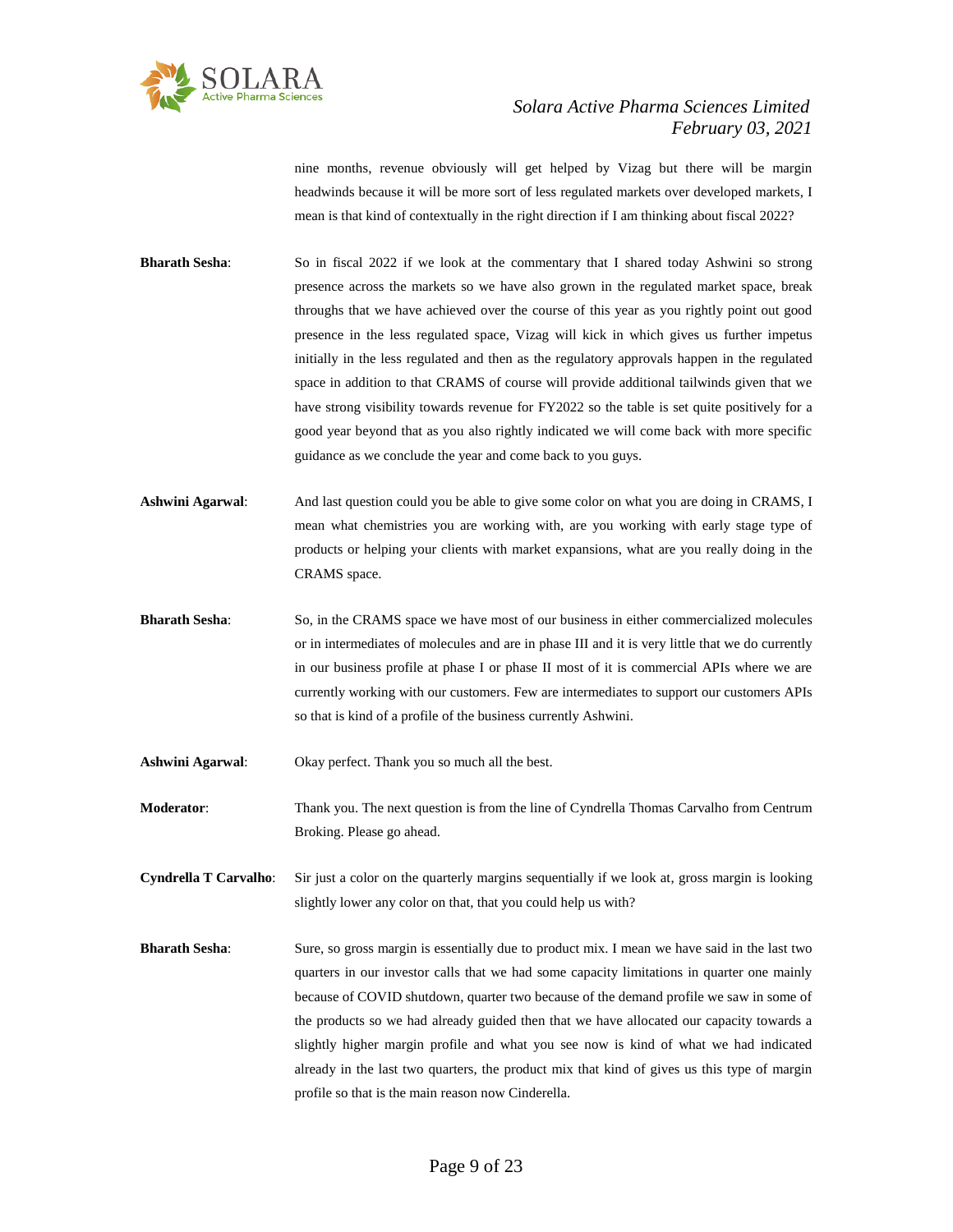nine months, revenue obviously will get helped by Vizag but there will be margin headwinds because it will be more sort of less regulated markets over developed markets, I mean is that kind of contextually in the right direction if I am thinking about fiscal 2022?

**Bharath Sesha**: So in fiscal 2022 if we look at the commentary that I shared today Ashwini so strong presence across the markets so we have also grown in the regulated market space, break throughs that we have achieved over the course of this year as you rightly point out good presence in the less regulated space, Vizag will kick in which gives us further impetus initially in the less regulated and then as the regulatory approvals happen in the regulated space in addition to that CRAMS of course will provide additional tailwinds given that we have strong visibility towards revenue for FY2022 so the table is set quite positively for a good year beyond that as you also rightly indicated we will come back with more specific guidance as we conclude the year and come back to you guys.

**Ashwini Agarwal**: And last question could you be able to give some color on what you are doing in CRAMS, I mean what chemistries you are working with, are you working with early stage type of products or helping your clients with market expansions, what are you really doing in the CRAMS space.

**Bharath Sesha**: So, in the CRAMS space we have most of our business in either commercialized molecules or in intermediates of molecules and are in phase III and it is very little that we do currently in our business profile at phase I or phase II most of it is commercial APIs where we are currently working with our customers. Few are intermediates to support our customers APIs so that is kind of a profile of the business currently Ashwini.

**Ashwini Agarwal**: Okay perfect. Thank you so much all the best.

**Moderator**: Thank you. The next question is from the line of Cyndrella Thomas Carvalho from Centrum Broking. Please go ahead.

**Cyndrella T Carvalho**: Sir just a color on the quarterly margins sequentially if we look at, gross margin is looking slightly lower any color on that, that you could help us with?

**Bharath Sesha**: Sure, so gross margin is essentially due to product mix. I mean we have said in the last two quarters in our investor calls that we had some capacity limitations in quarter one mainly because of COVID shutdown, quarter two because of the demand profile we saw in some of the products so we had already guided then that we have allocated our capacity towards a slightly higher margin profile and what you see now is kind of what we had indicated already in the last two quarters, the product mix that kind of gives us this type of margin profile so that is the main reason now Cinderella.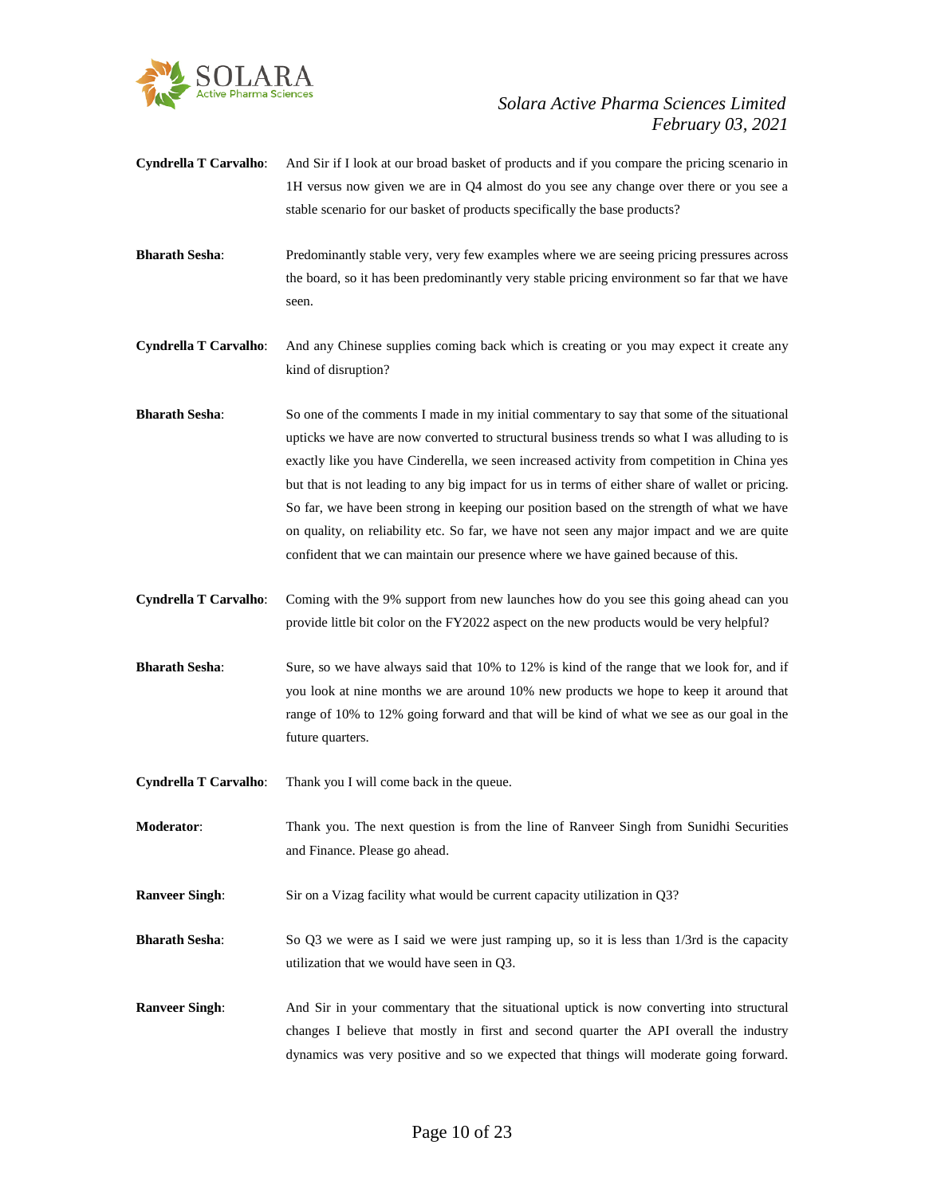**Cyndrella T Carvalho**: And Sir if I look at our broad basket of products and if you compare the pricing scenario in 1H versus now given we are in Q4 almost do you see any change over there or you see a stable scenario for our basket of products specifically the base products?

**Bharath Sesha**: Predominantly stable very, very few examples where we are seeing pricing pressures across the board, so it has been predominantly very stable pricing environment so far that we have seen.

**Cyndrella T Carvalho**: And any Chinese supplies coming back which is creating or you may expect it create any kind of disruption?

**Bharath Sesha**: So one of the comments I made in my initial commentary to say that some of the situational upticks we have are now converted to structural business trends so what I was alluding to is exactly like you have Cinderella, we seen increased activity from competition in China yes but that is not leading to any big impact for us in terms of either share of wallet or pricing. So far, we have been strong in keeping our position based on the strength of what we have on quality, on reliability etc. So far, we have not seen any major impact and we are quite confident that we can maintain our presence where we have gained because of this.

**Cyndrella T Carvalho**: Coming with the 9% support from new launches how do you see this going ahead can you provide little bit color on the FY2022 aspect on the new products would be very helpful?

**Bharath Sesha**: Sure, so we have always said that 10% to 12% is kind of the range that we look for, and if you look at nine months we are around 10% new products we hope to keep it around that range of 10% to 12% going forward and that will be kind of what we see as our goal in the future quarters.

**Cyndrella T Carvalho**: Thank you I will come back in the queue.

**Moderator**: Thank you. The next question is from the line of Ranveer Singh from Sunidhi Securities and Finance. Please go ahead.

**Ranveer Singh**: Sir on a Vizag facility what would be current capacity utilization in Q3?

**Bharath Sesha**: So Q3 we were as I said we were just ramping up, so it is less than 1/3rd is the capacity utilization that we would have seen in Q3.

**Ranveer Singh**: And Sir in your commentary that the situational uptick is now converting into structural changes I believe that mostly in first and second quarter the API overall the industry dynamics was very positive and so we expected that things will moderate going forward.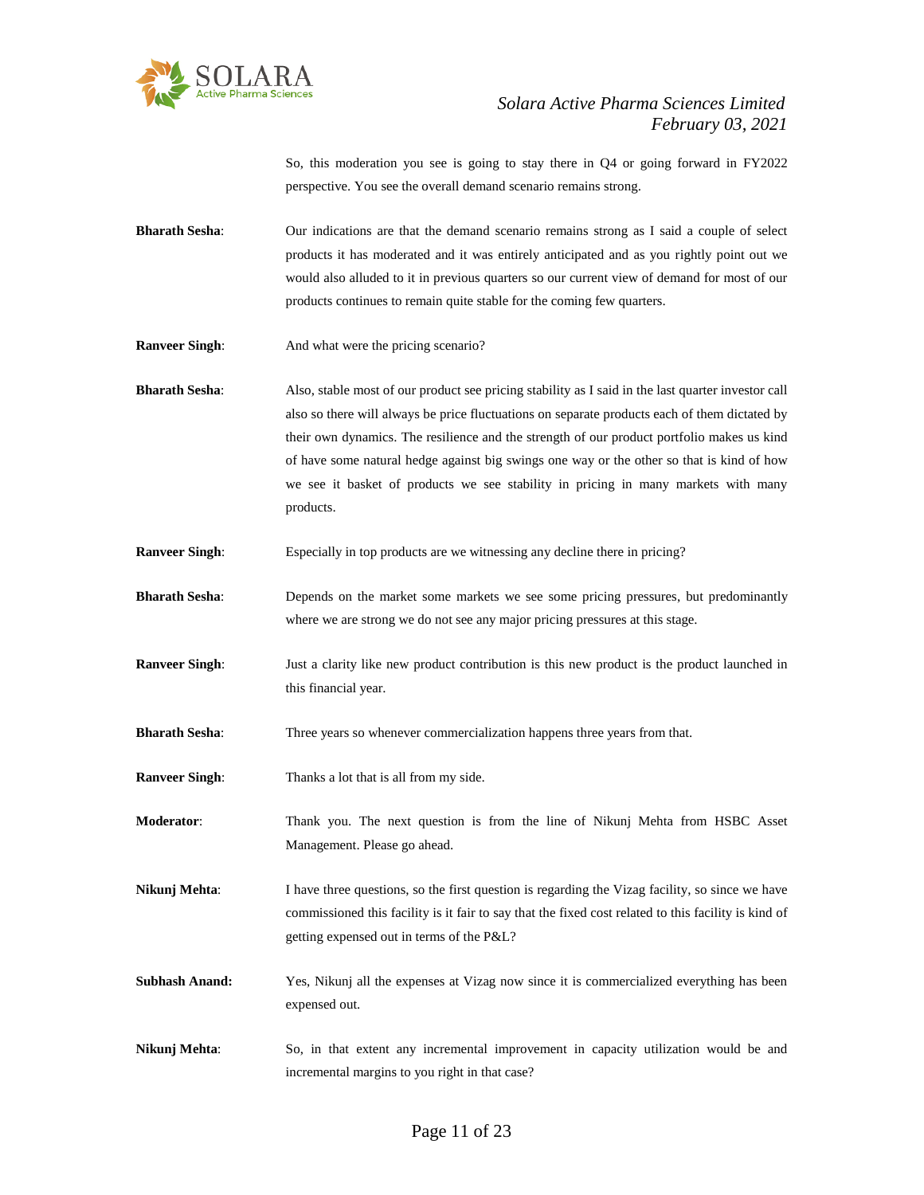So, this moderation you see is going to stay there in Q4 or going forward in FY2022 perspective. You see the overall demand scenario remains strong.

**Bharath Sesha**: Our indications are that the demand scenario remains strong as I said a couple of select products it has moderated and it was entirely anticipated and as you rightly point out we would also alluded to it in previous quarters so our current view of demand for most of our products continues to remain quite stable for the coming few quarters.

**Ranveer Singh**: And what were the pricing scenario?

**Bharath Sesha**: Also, stable most of our product see pricing stability as I said in the last quarter investor call also so there will always be price fluctuations on separate products each of them dictated by their own dynamics. The resilience and the strength of our product portfolio makes us kind of have some natural hedge against big swings one way or the other so that is kind of how we see it basket of products we see stability in pricing in many markets with many products.

**Ranveer Singh**: Especially in top products are we witnessing any decline there in pricing?

**Bharath Sesha**: Depends on the market some markets we see some pricing pressures, but predominantly where we are strong we do not see any major pricing pressures at this stage.

**Ranveer Singh**: Just a clarity like new product contribution is this new product is the product launched in this financial year.

**Bharath Sesha**: Three years so whenever commercialization happens three years from that.

**Ranveer Singh**: Thanks a lot that is all from my side.

**Moderator**: Thank you. The next question is from the line of Nikunj Mehta from HSBC Asset Management. Please go ahead.

**Nikunj Mehta**: I have three questions, so the first question is regarding the Vizag facility, so since we have commissioned this facility is it fair to say that the fixed cost related to this facility is kind of getting expensed out in terms of the P&L?

**Subhash Anand:** Yes, Nikunj all the expenses at Vizag now since it is commercialized everything has been expensed out.

**Nikunj Mehta**: So, in that extent any incremental improvement in capacity utilization would be and incremental margins to you right in that case?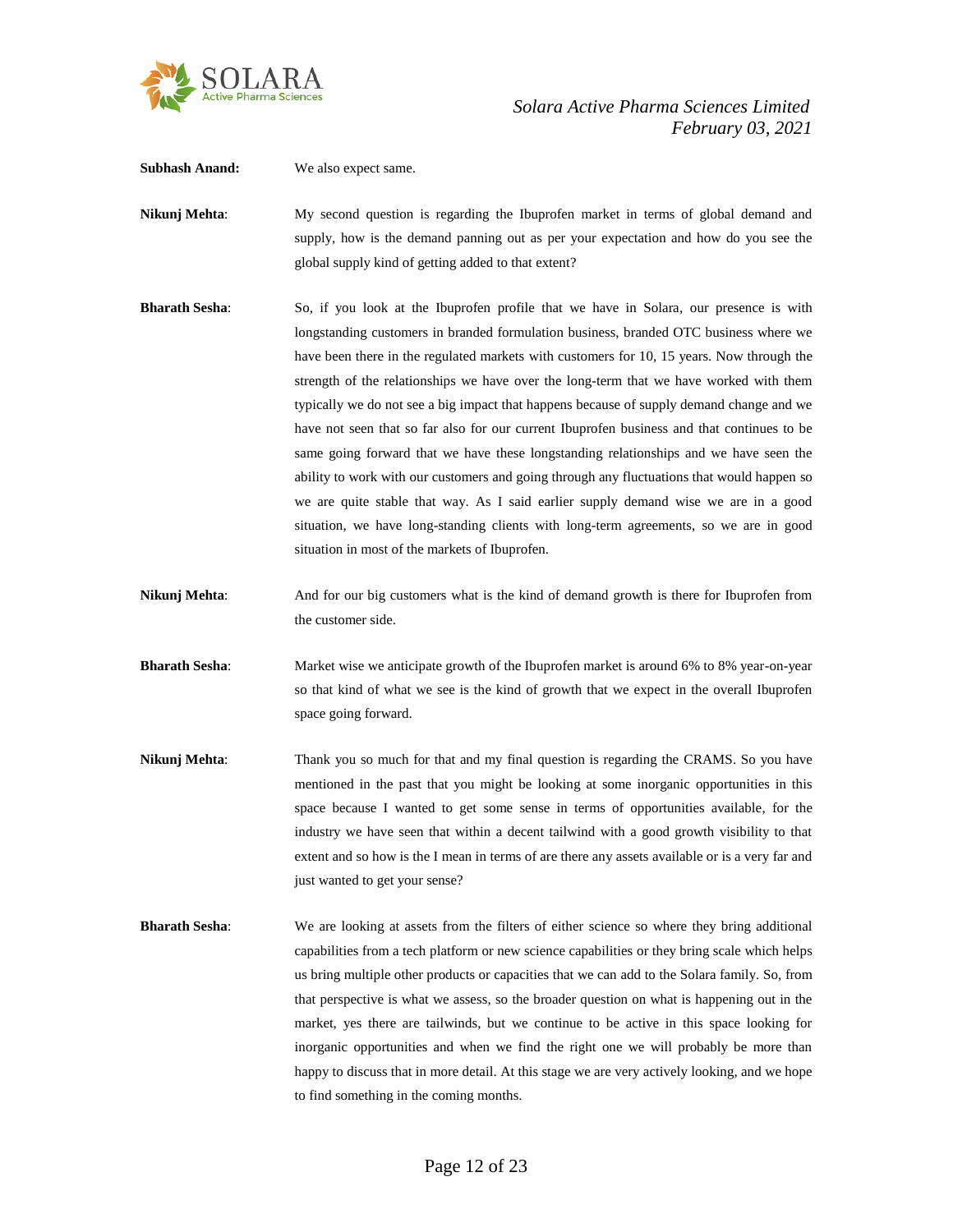**Subhash Anand:** We also expect same.

**Nikunj Mehta**: My second question is regarding the Ibuprofen market in terms of global demand and supply, how is the demand panning out as per your expectation and how do you see the global supply kind of getting added to that extent?

**Bharath Sesha**: So, if you look at the Ibuprofen profile that we have in Solara, our presence is with longstanding customers in branded formulation business, branded OTC business where we have been there in the regulated markets with customers for 10, 15 years. Now through the strength of the relationships we have over the long-term that we have worked with them typically we do not see a big impact that happens because of supply demand change and we have not seen that so far also for our current Ibuprofen business and that continues to be same going forward that we have these longstanding relationships and we have seen the ability to work with our customers and going through any fluctuations that would happen so we are quite stable that way. As I said earlier supply demand wise we are in a good situation, we have long-standing clients with long-term agreements, so we are in good situation in most of the markets of Ibuprofen.

**Nikunj Mehta**: And for our big customers what is the kind of demand growth is there for Ibuprofen from the customer side.

**Bharath Sesha**: Market wise we anticipate growth of the Ibuprofen market is around 6% to 8% year-on-year so that kind of what we see is the kind of growth that we expect in the overall Ibuprofen space going forward.

**Nikunj Mehta**: Thank you so much for that and my final question is regarding the CRAMS. So you have mentioned in the past that you might be looking at some inorganic opportunities in this space because I wanted to get some sense in terms of opportunities available, for the industry we have seen that within a decent tailwind with a good growth visibility to that extent and so how is the I mean in terms of are there any assets available or is a very far and just wanted to get your sense?

**Bharath Sesha**: We are looking at assets from the filters of either science so where they bring additional capabilities from a tech platform or new science capabilities or they bring scale which helps us bring multiple other products or capacities that we can add to the Solara family. So, from that perspective is what we assess, so the broader question on what is happening out in the market, yes there are tailwinds, but we continue to be active in this space looking for inorganic opportunities and when we find the right one we will probably be more than happy to discuss that in more detail. At this stage we are very actively looking, and we hope to find something in the coming months.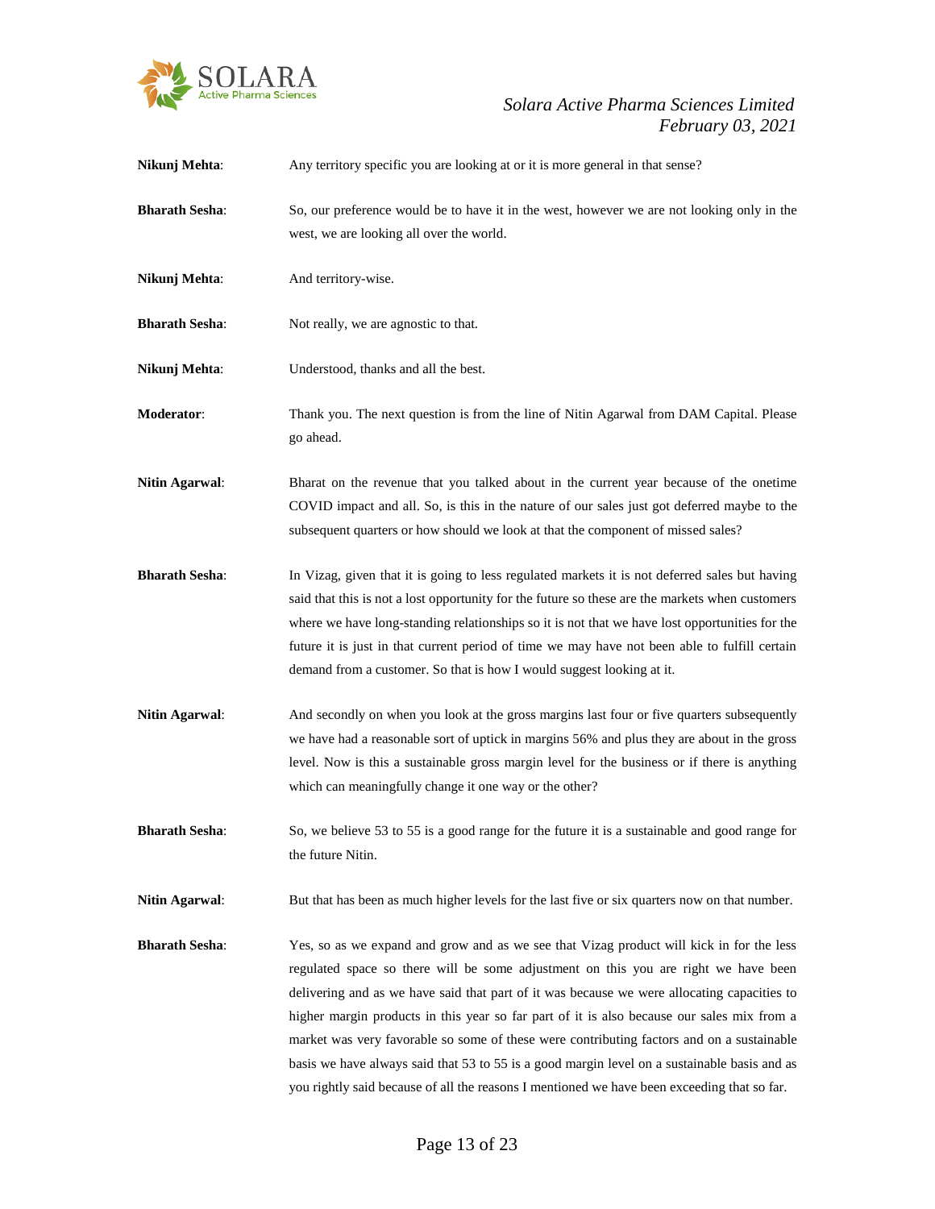**Nikunj Mehta**: Any territory specific you are looking at or it is more general in that sense?

**Bharath Sesha**: So, our preference would be to have it in the west, however we are not looking only in the west, we are looking all over the world.

**Nikunj Mehta**: And territory-wise.

**Bharath Sesha**: Not really, we are agnostic to that.

**Nikunj Mehta**: Understood, thanks and all the best.

**Moderator**: Thank you. The next question is from the line of Nitin Agarwal from DAM Capital. Please go ahead.

**Nitin Agarwal**: Bharat on the revenue that you talked about in the current year because of the onetime COVID impact and all. So, is this in the nature of our sales just got deferred maybe to the subsequent quarters or how should we look at that the component of missed sales?

**Bharath Sesha**: In Vizag, given that it is going to less regulated markets it is not deferred sales but having said that this is not a lost opportunity for the future so these are the markets when customers where we have long-standing relationships so it is not that we have lost opportunities for the future it is just in that current period of time we may have not been able to fulfill certain demand from a customer. So that is how I would suggest looking at it.

**Nitin Agarwal**: And secondly on when you look at the gross margins last four or five quarters subsequently we have had a reasonable sort of uptick in margins 56% and plus they are about in the gross level. Now is this a sustainable gross margin level for the business or if there is anything which can meaningfully change it one way or the other?

**Bharath Sesha**: So, we believe 53 to 55 is a good range for the future it is a sustainable and good range for the future Nitin.

**Nitin Agarwal**: But that has been as much higher levels for the last five or six quarters now on that number.

**Bharath Sesha**: Yes, so as we expand and grow and as we see that Vizag product will kick in for the less regulated space so there will be some adjustment on this you are right we have been delivering and as we have said that part of it was because we were allocating capacities to higher margin products in this year so far part of it is also because our sales mix from a market was very favorable so some of these were contributing factors and on a sustainable basis we have always said that 53 to 55 is a good margin level on a sustainable basis and as you rightly said because of all the reasons I mentioned we have been exceeding that so far.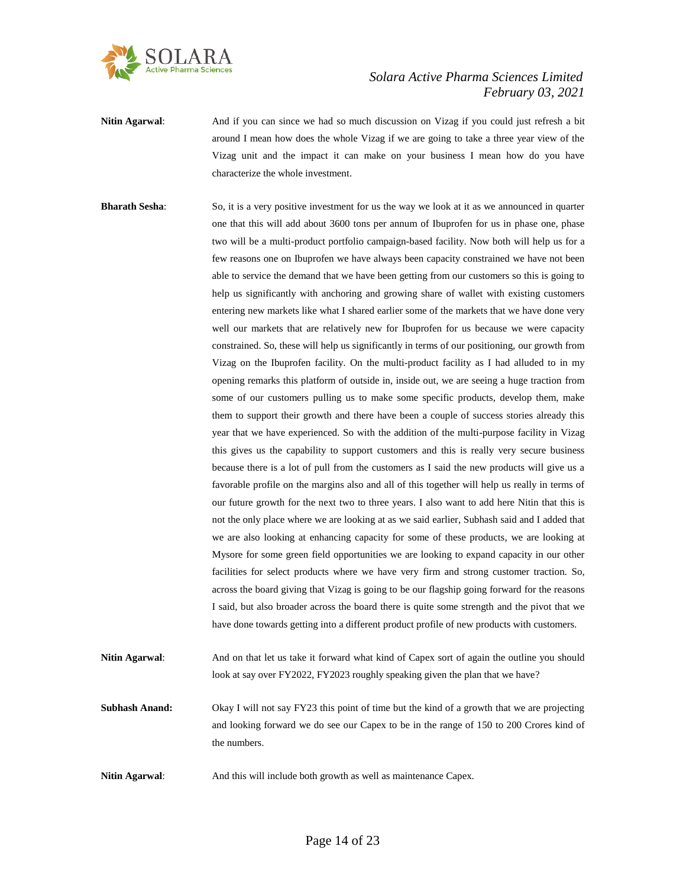**Nitin Agarwal**: And if you can since we had so much discussion on Vizag if you could just refresh a bit around I mean how does the whole Vizag if we are going to take a three year view of the Vizag unit and the impact it can make on your business I mean how do you have characterize the whole investment.

**Bharath Sesha**: So, it is a very positive investment for us the way we look at it as we announced in quarter one that this will add about 3600 tons per annum of Ibuprofen for us in phase one, phase two will be a multi-product portfolio campaign-based facility. Now both will help us for a few reasons one on Ibuprofen we have always been capacity constrained we have not been able to service the demand that we have been getting from our customers so this is going to help us significantly with anchoring and growing share of wallet with existing customers entering new markets like what I shared earlier some of the markets that we have done very well our markets that are relatively new for Ibuprofen for us because we were capacity constrained. So, these will help us significantly in terms of our positioning, our growth from Vizag on the Ibuprofen facility. On the multi-product facility as I had alluded to in my opening remarks this platform of outside in, inside out, we are seeing a huge traction from some of our customers pulling us to make some specific products, develop them, make them to support their growth and there have been a couple of success stories already this year that we have experienced. So with the addition of the multi-purpose facility in Vizag this gives us the capability to support customers and this is really very secure business because there is a lot of pull from the customers as I said the new products will give us a favorable profile on the margins also and all of this together will help us really in terms of our future growth for the next two to three years. I also want to add here Nitin that this is not the only place where we are looking at as we said earlier, Subhash said and I added that we are also looking at enhancing capacity for some of these products, we are looking at Mysore for some green field opportunities we are looking to expand capacity in our other facilities for select products where we have very firm and strong customer traction. So, across the board giving that Vizag is going to be our flagship going forward for the reasons I said, but also broader across the board there is quite some strength and the pivot that we have done towards getting into a different product profile of new products with customers.

**Nitin Agarwal**: And on that let us take it forward what kind of Capex sort of again the outline you should look at say over FY2022, FY2023 roughly speaking given the plan that we have?

**Subhash Anand:** Okay I will not say FY23 this point of time but the kind of a growth that we are projecting and looking forward we do see our Capex to be in the range of 150 to 200 Crores kind of the numbers.

**Nitin Agarwal**: And this will include both growth as well as maintenance Capex.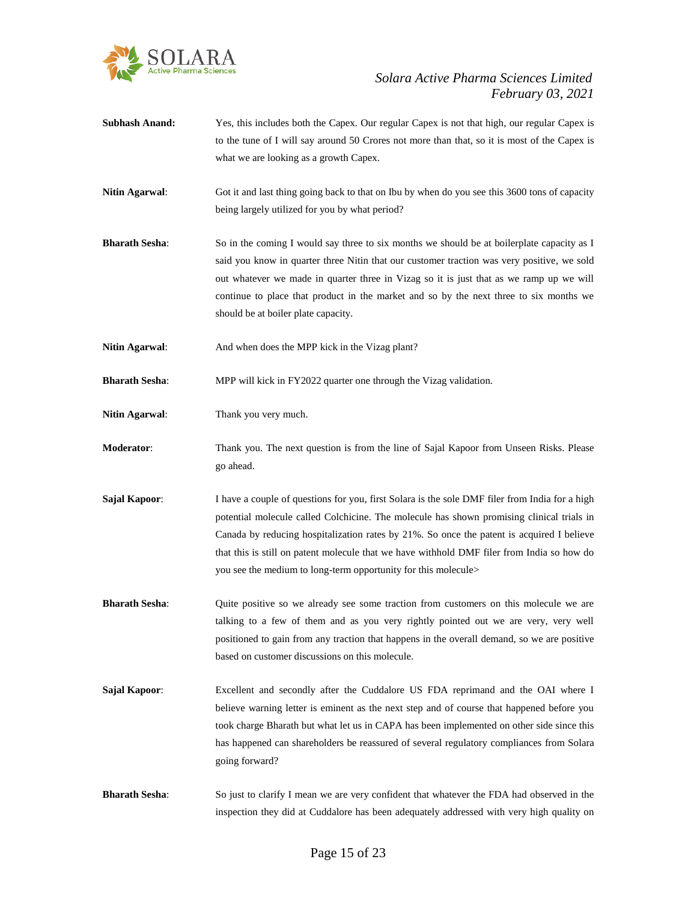**Subhash Anand:** Yes, this includes both the Capex. Our regular Capex is not that high, our regular Capex is to the tune of I will say around 50 Crores not more than that, so it is most of the Capex is what we are looking as a growth Capex.

**Nitin Agarwal**: Got it and last thing going back to that on Ibu by when do you see this 3600 tons of capacity being largely utilized for you by what period?

**Bharath Sesha**: So in the coming I would say three to six months we should be at boilerplate capacity as I said you know in quarter three Nitin that our customer traction was very positive, we sold out whatever we made in quarter three in Vizag so it is just that as we ramp up we will continue to place that product in the market and so by the next three to six months we should be at boiler plate capacity.

**Nitin Agarwal**: And when does the MPP kick in the Vizag plant?

**Bharath Sesha**: MPP will kick in FY2022 quarter one through the Vizag validation.

**Nitin Agarwal**: Thank you very much.

**Moderator**: Thank you. The next question is from the line of Sajal Kapoor from Unseen Risks. Please go ahead.

**Sajal Kapoor**: I have a couple of questions for you, first Solara is the sole DMF filer from India for a high potential molecule called Colchicine. The molecule has shown promising clinical trials in Canada by reducing hospitalization rates by 21%. So once the patent is acquired I believe that this is still on patent molecule that we have withhold DMF filer from India so how do you see the medium to long-term opportunity for this molecule>

**Bharath Sesha**: Quite positive so we already see some traction from customers on this molecule we are talking to a few of them and as you very rightly pointed out we are very, very well positioned to gain from any traction that happens in the overall demand, so we are positive based on customer discussions on this molecule.

**Sajal Kapoor**: Excellent and secondly after the Cuddalore US FDA reprimand and the OAI where I believe warning letter is eminent as the next step and of course that happened before you took charge Bharath but what let us in CAPA has been implemented on other side since this has happened can shareholders be reassured of several regulatory compliances from Solara going forward?

**Bharath Sesha**: So just to clarify I mean we are very confident that whatever the FDA had observed in the inspection they did at Cuddalore has been adequately addressed with very high quality on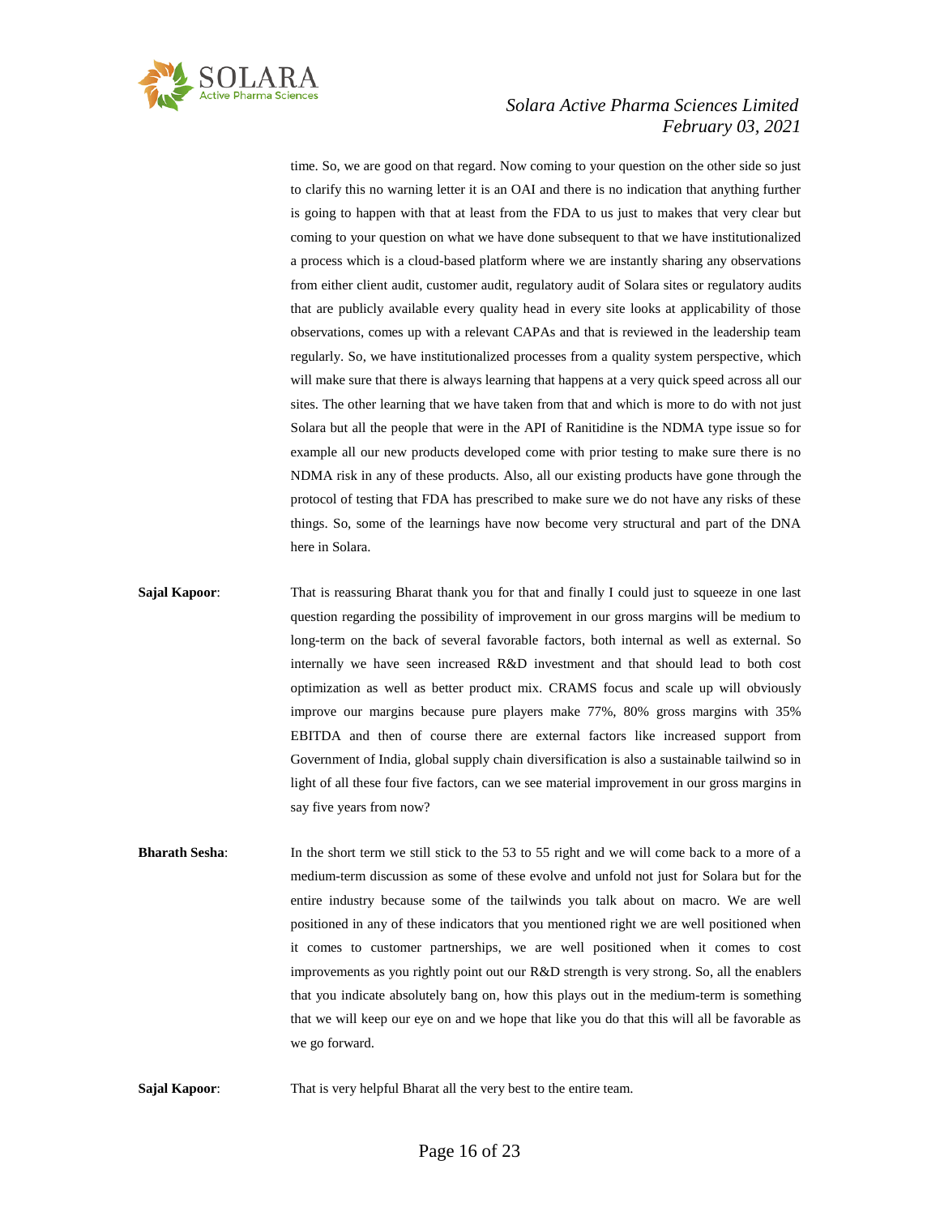time. So, we are good on that regard. Now coming to your question on the other side so just to clarify this no warning letter it is an OAI and there is no indication that anything further is going to happen with that at least from the FDA to us just to makes that very clear but coming to your question on what we have done subsequent to that we have institutionalized a process which is a cloud-based platform where we are instantly sharing any observations from either client audit, customer audit, regulatory audit of Solara sites or regulatory audits that are publicly available every quality head in every site looks at applicability of those observations, comes up with a relevant CAPAs and that is reviewed in the leadership team regularly. So, we have institutionalized processes from a quality system perspective, which will make sure that there is always learning that happens at a very quick speed across all our sites. The other learning that we have taken from that and which is more to do with not just Solara but all the people that were in the API of Ranitidine is the NDMA type issue so for example all our new products developed come with prior testing to make sure there is no NDMA risk in any of these products. Also, all our existing products have gone through the protocol of testing that FDA has prescribed to make sure we do not have any risks of these things. So, some of the learnings have now become very structural and part of the DNA here in Solara.

**Sajal Kapoor**: That is reassuring Bharat thank you for that and finally I could just to squeeze in one last question regarding the possibility of improvement in our gross margins will be medium to long-term on the back of several favorable factors, both internal as well as external. So internally we have seen increased R&D investment and that should lead to both cost optimization as well as better product mix. CRAMS focus and scale up will obviously improve our margins because pure players make 77%, 80% gross margins with 35% EBITDA and then of course there are external factors like increased support from Government of India, global supply chain diversification is also a sustainable tailwind so in light of all these four five factors, can we see material improvement in our gross margins in say five years from now?

**Bharath Sesha**: In the short term we still stick to the 53 to 55 right and we will come back to a more of a medium-term discussion as some of these evolve and unfold not just for Solara but for the entire industry because some of the tailwinds you talk about on macro. We are well positioned in any of these indicators that you mentioned right we are well positioned when it comes to customer partnerships, we are well positioned when it comes to cost improvements as you rightly point out our R&D strength is very strong. So, all the enablers that you indicate absolutely bang on, how this plays out in the medium-term is something that we will keep our eye on and we hope that like you do that this will all be favorable as we go forward.

**Sajal Kapoor**: That is very helpful Bharat all the very best to the entire team.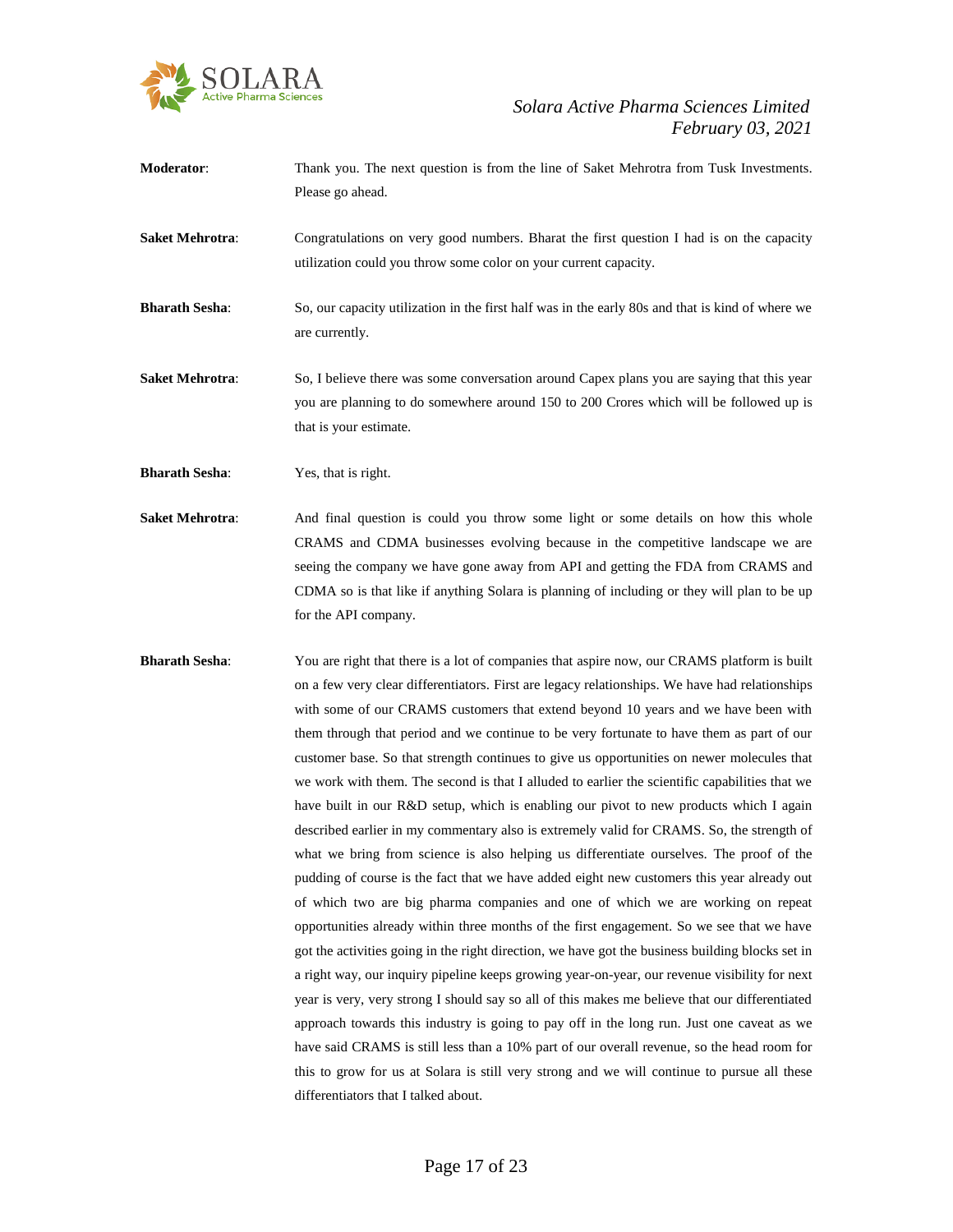**Moderator**: Thank you. The next question is from the line of Saket Mehrotra from Tusk Investments. Please go ahead.

**Saket Mehrotra**: Congratulations on very good numbers. Bharat the first question I had is on the capacity utilization could you throw some color on your current capacity.

**Bharath Sesha**: So, our capacity utilization in the first half was in the early 80s and that is kind of where we are currently.

**Saket Mehrotra**: So, I believe there was some conversation around Capex plans you are saying that this year you are planning to do somewhere around 150 to 200 Crores which will be followed up is that is your estimate.

**Bharath Sesha**: Yes, that is right.

**Saket Mehrotra**: And final question is could you throw some light or some details on how this whole CRAMS and CDMA businesses evolving because in the competitive landscape we are seeing the company we have gone away from API and getting the FDA from CRAMS and CDMA so is that like if anything Solara is planning of including or they will plan to be up for the API company.

**Bharath Sesha**: You are right that there is a lot of companies that aspire now, our CRAMS platform is built on a few very clear differentiators. First are legacy relationships. We have had relationships with some of our CRAMS customers that extend beyond 10 years and we have been with them through that period and we continue to be very fortunate to have them as part of our customer base. So that strength continues to give us opportunities on newer molecules that we work with them. The second is that I alluded to earlier the scientific capabilities that we have built in our R&D setup, which is enabling our pivot to new products which I again described earlier in my commentary also is extremely valid for CRAMS. So, the strength of what we bring from science is also helping us differentiate ourselves. The proof of the pudding of course is the fact that we have added eight new customers this year already out of which two are big pharma companies and one of which we are working on repeat opportunities already within three months of the first engagement. So we see that we have got the activities going in the right direction, we have got the business building blocks set in a right way, our inquiry pipeline keeps growing year-on-year, our revenue visibility for next year is very, very strong I should say so all of this makes me believe that our differentiated approach towards this industry is going to pay off in the long run. Just one caveat as we have said CRAMS is still less than a 10% part of our overall revenue, so the head room for this to grow for us at Solara is still very strong and we will continue to pursue all these differentiators that I talked about.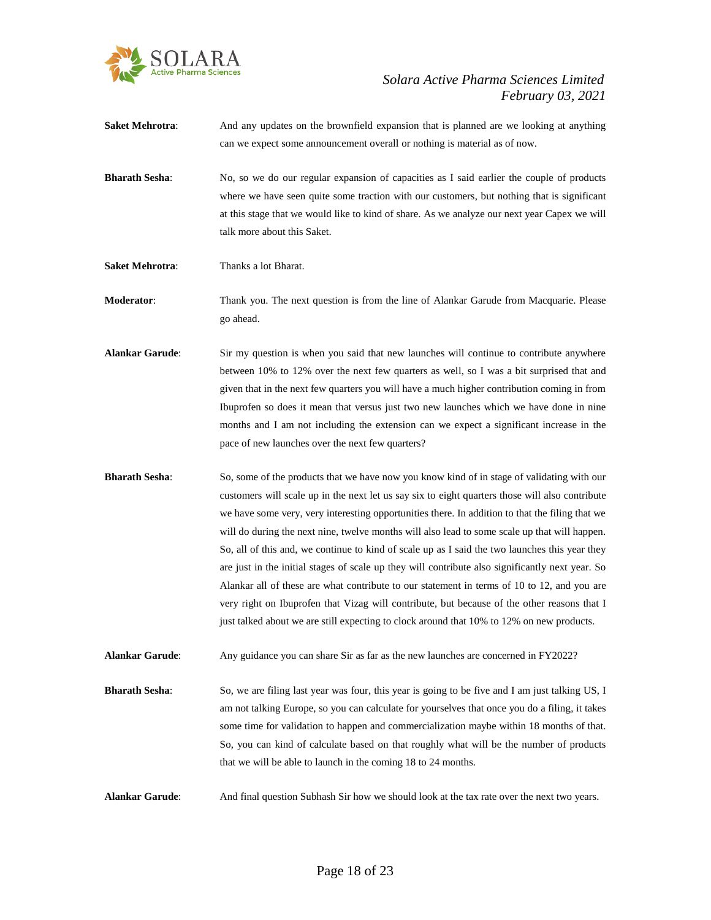**Saket Mehrotra**: And any updates on the brownfield expansion that is planned are we looking at anything can we expect some announcement overall or nothing is material as of now.

**Bharath Sesha**: No, so we do our regular expansion of capacities as I said earlier the couple of products where we have seen quite some traction with our customers, but nothing that is significant at this stage that we would like to kind of share. As we analyze our next year Capex we will talk more about this Saket.

**Saket Mehrotra**: Thanks a lot Bharat.

**Moderator**: Thank you. The next question is from the line of Alankar Garude from Macquarie. Please go ahead.

**Alankar Garude**: Sir my question is when you said that new launches will continue to contribute anywhere between 10% to 12% over the next few quarters as well, so I was a bit surprised that and given that in the next few quarters you will have a much higher contribution coming in from Ibuprofen so does it mean that versus just two new launches which we have done in nine months and I am not including the extension can we expect a significant increase in the pace of new launches over the next few quarters?

**Bharath Sesha**: So, some of the products that we have now you know kind of in stage of validating with our customers will scale up in the next let us say six to eight quarters those will also contribute we have some very, very interesting opportunities there. In addition to that the filing that we will do during the next nine, twelve months will also lead to some scale up that will happen. So, all of this and, we continue to kind of scale up as I said the two launches this year they are just in the initial stages of scale up they will contribute also significantly next year. So Alankar all of these are what contribute to our statement in terms of 10 to 12, and you are very right on Ibuprofen that Vizag will contribute, but because of the other reasons that I just talked about we are still expecting to clock around that 10% to 12% on new products.

**Alankar Garude**: Any guidance you can share Sir as far as the new launches are concerned in FY2022?

**Bharath Sesha**: So, we are filing last year was four, this year is going to be five and I am just talking US, I am not talking Europe, so you can calculate for yourselves that once you do a filing, it takes some time for validation to happen and commercialization maybe within 18 months of that. So, you can kind of calculate based on that roughly what will be the number of products that we will be able to launch in the coming 18 to 24 months.

**Alankar Garude**: And final question Subhash Sir how we should look at the tax rate over the next two years.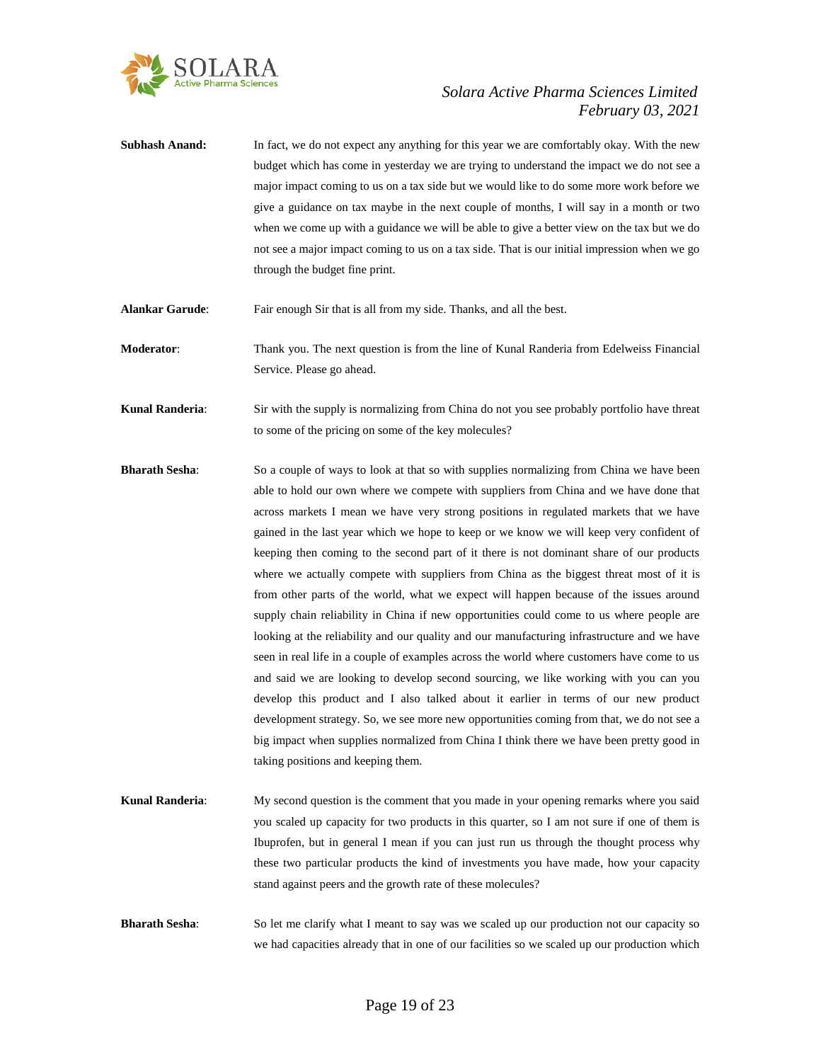**Subhash Anand:** In fact, we do not expect any anything for this year we are comfortably okay. With the new budget which has come in yesterday we are trying to understand the impact we do not see a major impact coming to us on a tax side but we would like to do some more work before we give a guidance on tax maybe in the next couple of months, I will say in a month or two when we come up with a guidance we will be able to give a better view on the tax but we do not see a major impact coming to us on a tax side. That is our initial impression when we go through the budget fine print.

**Alankar Garude**: Fair enough Sir that is all from my side. Thanks, and all the best.

**Moderator**: Thank you. The next question is from the line of Kunal Randeria from Edelweiss Financial Service. Please go ahead.

**Kunal Randeria**: Sir with the supply is normalizing from China do not you see probably portfolio have threat to some of the pricing on some of the key molecules?

**Bharath Sesha**: So a couple of ways to look at that so with supplies normalizing from China we have been able to hold our own where we compete with suppliers from China and we have done that across markets I mean we have very strong positions in regulated markets that we have gained in the last year which we hope to keep or we know we will keep very confident of keeping then coming to the second part of it there is not dominant share of our products where we actually compete with suppliers from China as the biggest threat most of it is from other parts of the world, what we expect will happen because of the issues around supply chain reliability in China if new opportunities could come to us where people are looking at the reliability and our quality and our manufacturing infrastructure and we have seen in real life in a couple of examples across the world where customers have come to us and said we are looking to develop second sourcing, we like working with you can you develop this product and I also talked about it earlier in terms of our new product development strategy. So, we see more new opportunities coming from that, we do not see a big impact when supplies normalized from China I think there we have been pretty good in taking positions and keeping them.

**Kunal Randeria**: My second question is the comment that you made in your opening remarks where you said you scaled up capacity for two products in this quarter, so I am not sure if one of them is Ibuprofen, but in general I mean if you can just run us through the thought process why these two particular products the kind of investments you have made, how your capacity stand against peers and the growth rate of these molecules?

**Bharath Sesha**: So let me clarify what I meant to say was we scaled up our production not our capacity so we had capacities already that in one of our facilities so we scaled up our production which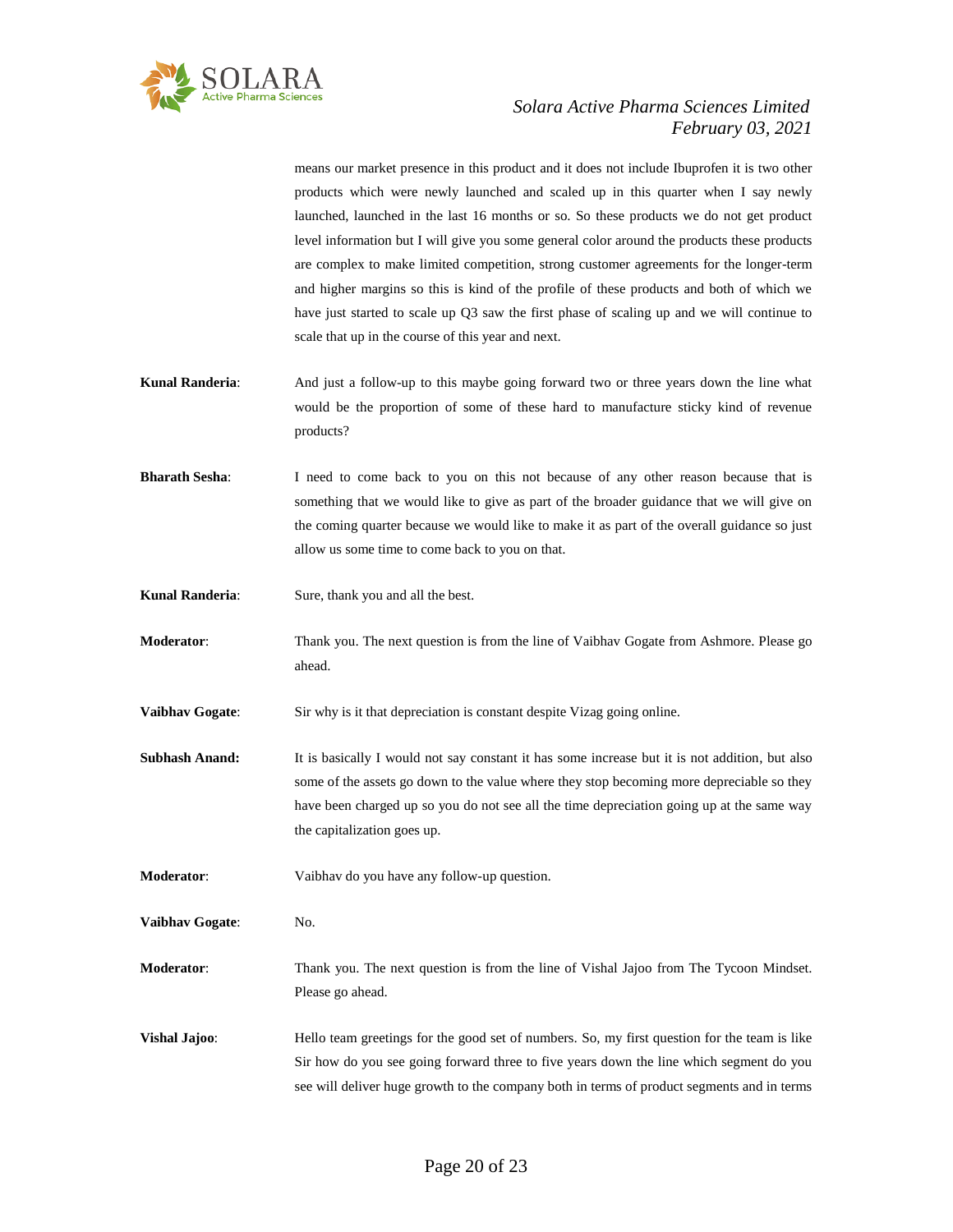means our market presence in this product and it does not include Ibuprofen it is two other products which were newly launched and scaled up in this quarter when I say newly launched, launched in the last 16 months or so. So these products we do not get product level information but I will give you some general color around the products these products are complex to make limited competition, strong customer agreements for the longer-term and higher margins so this is kind of the profile of these products and both of which we have just started to scale up Q3 saw the first phase of scaling up and we will continue to scale that up in the course of this year and next.

**Kunal Randeria**: And just a follow-up to this maybe going forward two or three years down the line what would be the proportion of some of these hard to manufacture sticky kind of revenue products?

**Bharath Sesha**: I need to come back to you on this not because of any other reason because that is something that we would like to give as part of the broader guidance that we will give on the coming quarter because we would like to make it as part of the overall guidance so just allow us some time to come back to you on that.

**Kunal Randeria**: Sure, thank you and all the best.

**Moderator**: Thank you. The next question is from the line of Vaibhav Gogate from Ashmore. Please go ahead.

**Vaibhav Gogate**: Sir why is it that depreciation is constant despite Vizag going online.

**Subhash Anand:** It is basically I would not say constant it has some increase but it is not addition, but also some of the assets go down to the value where they stop becoming more depreciable so they have been charged up so you do not see all the time depreciation going up at the same way the capitalization goes up.

**Moderator**: Vaibhav do you have any follow-up question.

**Vaibhav Gogate**: No.

**Moderator**: Thank you. The next question is from the line of Vishal Jajoo from The Tycoon Mindset. Please go ahead.

**Vishal Jajoo**: Hello team greetings for the good set of numbers. So, my first question for the team is like Sir how do you see going forward three to five years down the line which segment do you see will deliver huge growth to the company both in terms of product segments and in terms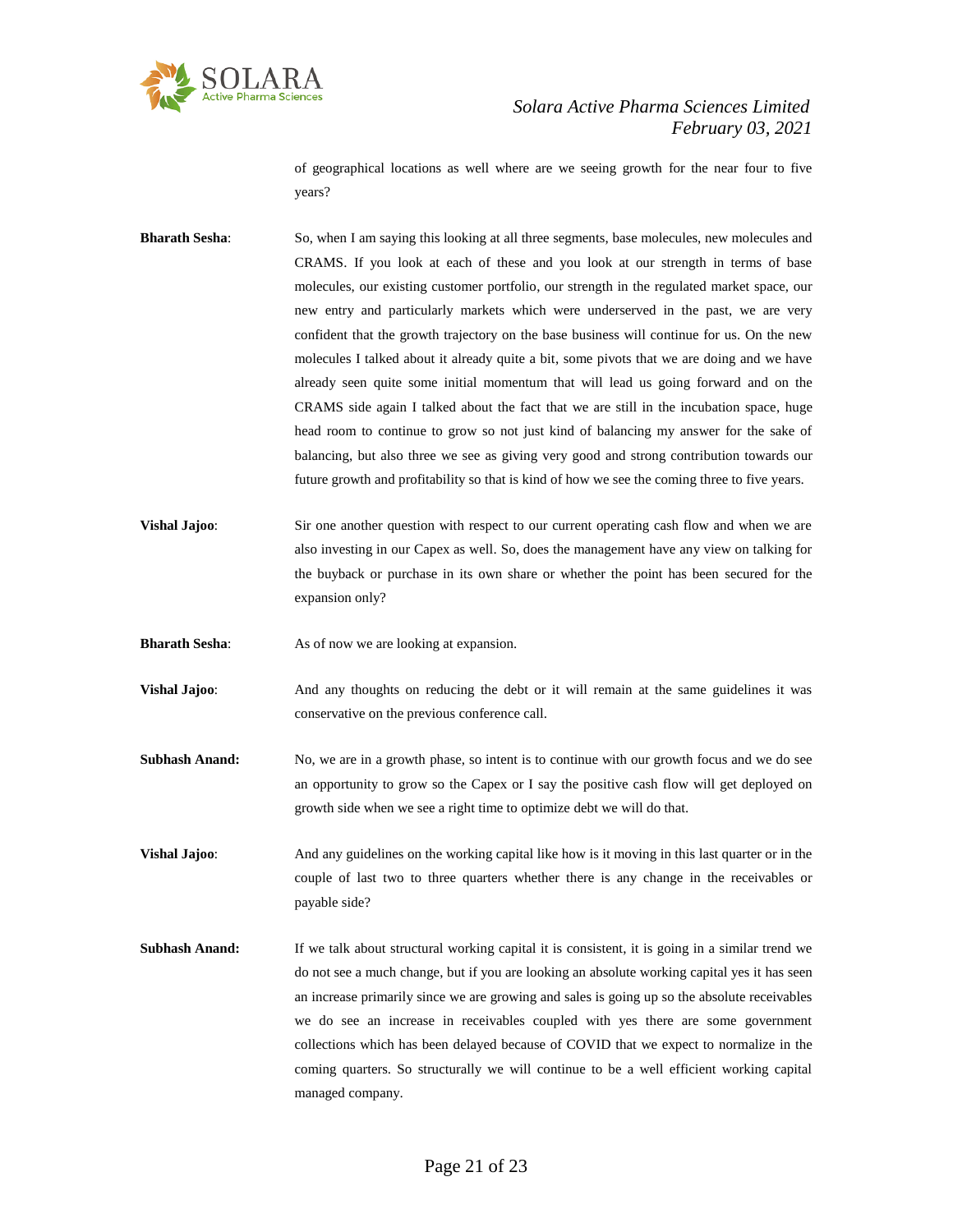of geographical locations as well where are we seeing growth for the near four to five years?

**Bharath Sesha**: So, when I am saying this looking at all three segments, base molecules, new molecules and CRAMS. If you look at each of these and you look at our strength in terms of base molecules, our existing customer portfolio, our strength in the regulated market space, our new entry and particularly markets which were underserved in the past, we are very confident that the growth trajectory on the base business will continue for us. On the new molecules I talked about it already quite a bit, some pivots that we are doing and we have already seen quite some initial momentum that will lead us going forward and on the CRAMS side again I talked about the fact that we are still in the incubation space, huge head room to continue to grow so not just kind of balancing my answer for the sake of balancing, but also three we see as giving very good and strong contribution towards our future growth and profitability so that is kind of how we see the coming three to five years.

**Vishal Jajoo**: Sir one another question with respect to our current operating cash flow and when we are also investing in our Capex as well. So, does the management have any view on talking for the buyback or purchase in its own share or whether the point has been secured for the expansion only?

**Bharath Sesha**: As of now we are looking at expansion.

**Vishal Jajoo**: And any thoughts on reducing the debt or it will remain at the same guidelines it was conservative on the previous conference call.

**Subhash Anand:** No, we are in a growth phase, so intent is to continue with our growth focus and we do see an opportunity to grow so the Capex or I say the positive cash flow will get deployed on growth side when we see a right time to optimize debt we will do that.

**Vishal Jajoo**: And any guidelines on the working capital like how is it moving in this last quarter or in the couple of last two to three quarters whether there is any change in the receivables or payable side?

**Subhash Anand:** If we talk about structural working capital it is consistent, it is going in a similar trend we do not see a much change, but if you are looking an absolute working capital yes it has seen an increase primarily since we are growing and sales is going up so the absolute receivables we do see an increase in receivables coupled with yes there are some government collections which has been delayed because of COVID that we expect to normalize in the coming quarters. So structurally we will continue to be a well efficient working capital managed company.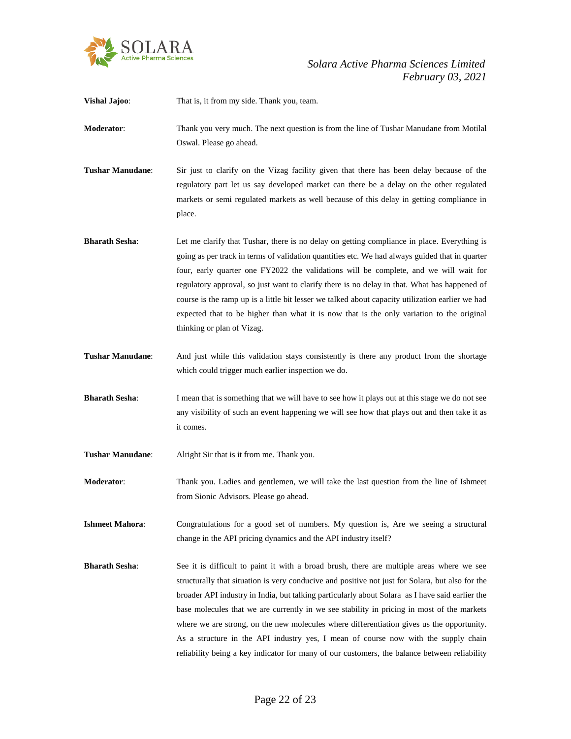**Vishal Jajoo**: That is, it from my side. Thank you, team.

**Moderator**: Thank you very much. The next question is from the line of Tushar Manudane from Motilal Oswal. Please go ahead.

**Tushar Manudane**: Sir just to clarify on the Vizag facility given that there has been delay because of the regulatory part let us say developed market can there be a delay on the other regulated markets or semi regulated markets as well because of this delay in getting compliance in place.

**Bharath Sesha**: Let me clarify that Tushar, there is no delay on getting compliance in place. Everything is going as per track in terms of validation quantities etc. We had always guided that in quarter four, early quarter one FY2022 the validations will be complete, and we will wait for regulatory approval, so just want to clarify there is no delay in that. What has happened of course is the ramp up is a little bit lesser we talked about capacity utilization earlier we had expected that to be higher than what it is now that is the only variation to the original thinking or plan of Vizag.

**Tushar Manudane**: And just while this validation stays consistently is there any product from the shortage which could trigger much earlier inspection we do.

**Bharath Sesha**: I mean that is something that we will have to see how it plays out at this stage we do not see any visibility of such an event happening we will see how that plays out and then take it as it comes.

**Tushar Manudane**: Alright Sir that is it from me. Thank you.

**Moderator**: Thank you. Ladies and gentlemen, we will take the last question from the line of Ishmeet from Sionic Advisors. Please go ahead.

**Ishmeet Mahora**: Congratulations for a good set of numbers. My question is, Are we seeing a structural change in the API pricing dynamics and the API industry itself?

**Bharath Sesha**: See it is difficult to paint it with a broad brush, there are multiple areas where we see structurally that situation is very conducive and positive not just for Solara, but also for the broader API industry in India, but talking particularly about Solara as I have said earlier the base molecules that we are currently in we see stability in pricing in most of the markets where we are strong, on the new molecules where differentiation gives us the opportunity. As a structure in the API industry yes, I mean of course now with the supply chain reliability being a key indicator for many of our customers, the balance between reliability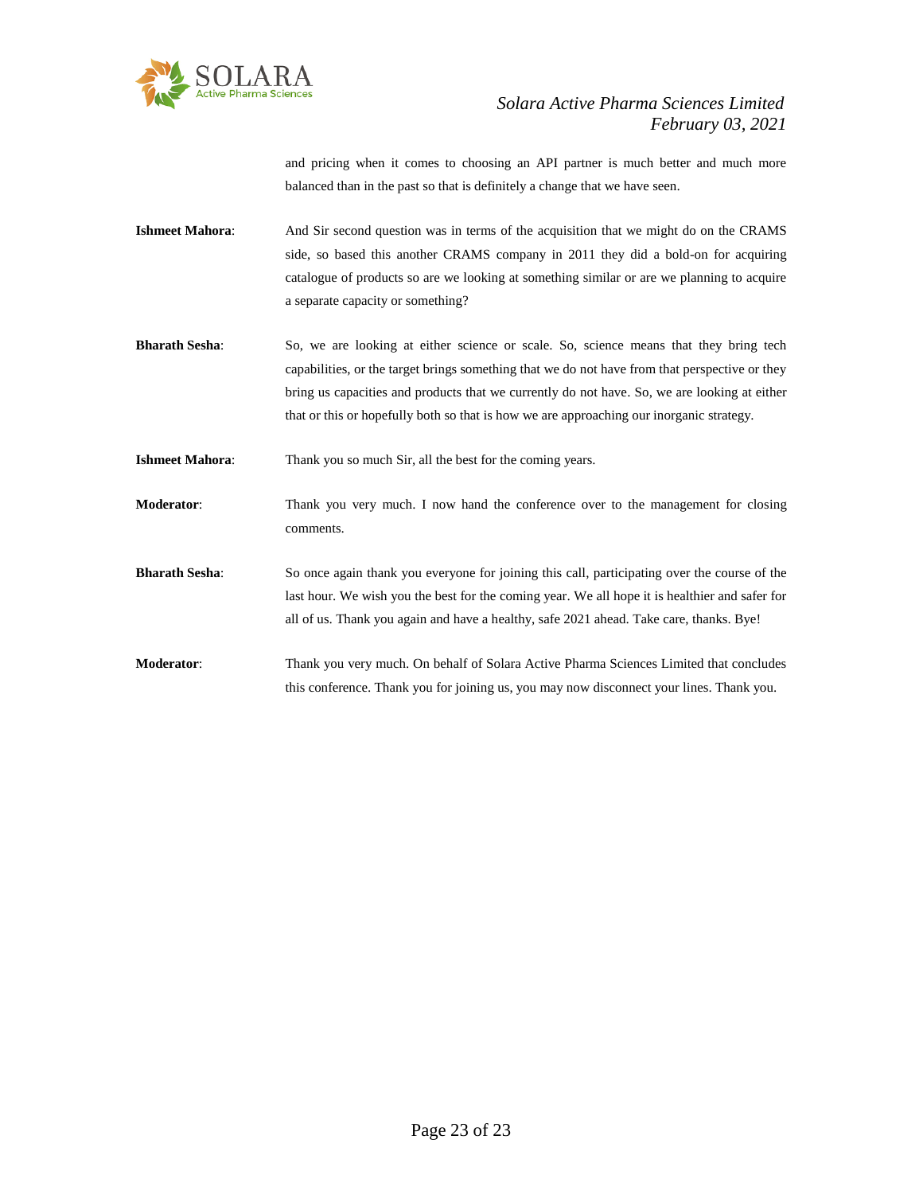and pricing when it comes to choosing an API partner is much better and much more balanced than in the past so that is definitely a change that we have seen.

**Ishmeet Mahora**: And Sir second question was in terms of the acquisition that we might do on the CRAMS side, so based this another CRAMS company in 2011 they did a bold-on for acquiring catalogue of products so are we looking at something similar or are we planning to acquire a separate capacity or something?

**Bharath Sesha**: So, we are looking at either science or scale. So, science means that they bring tech capabilities, or the target brings something that we do not have from that perspective or they bring us capacities and products that we currently do not have. So, we are looking at either that or this or hopefully both so that is how we are approaching our inorganic strategy.

**Ishmeet Mahora**: Thank you so much Sir, all the best for the coming years.

**Moderator**: Thank you very much. I now hand the conference over to the management for closing comments.

**Bharath Sesha**: So once again thank you everyone for joining this call, participating over the course of the last hour. We wish you the best for the coming year. We all hope it is healthier and safer for all of us. Thank you again and have a healthy, safe 2021 ahead. Take care, thanks. Bye!

**Moderator**: Thank you very much. On behalf of Solara Active Pharma Sciences Limited that concludes this conference. Thank you for joining us, you may now disconnect your lines. Thank you.